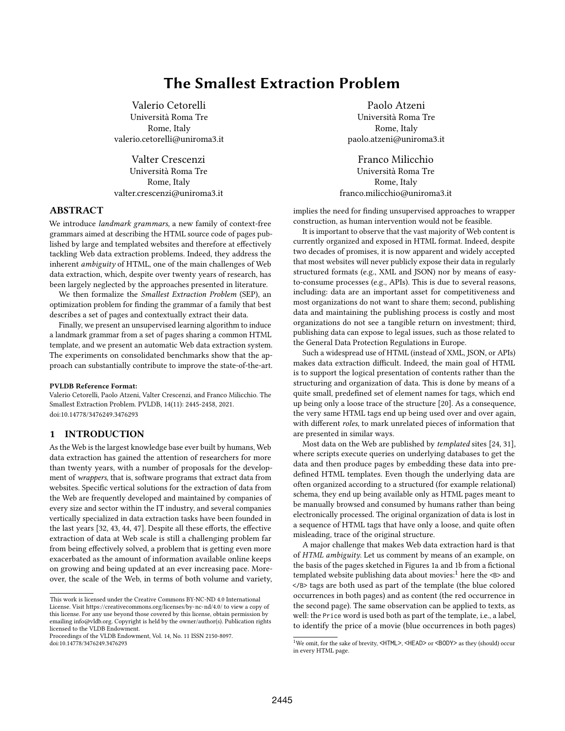# The Smallest Extraction Problem

Valerio Cetorelli
Università Roma Tre
Rome, Italy
valerio.cetorelli@uniroma3.it

Paolo Atzeni
Università Roma Tre
Rome, Italy
paolo.atzeni@uniroma3.it

Valter Crescenzi
Università Roma Tre
Rome, Italy
valter.crescenzi@uniroma3.it

Franco Milicchio
Università Roma Tre
Rome, Italy
franco.milicchio@uniroma3.it

## ABSTRACT

We introduce *landmark grammars*, a new family of context-free grammars aimed at describing the HTML source code of pages published by large and templated websites and therefore at effectively tackling Web data extraction problems. Indeed, they address the inherent *ambiguity* of HTML, one of the main challenges of Web data extraction, which, despite over twenty years of research, has been largely neglected by the approaches presented in literature.

We then formalize the *Smallest Extraction Problem* (SEP), an optimization problem for finding the grammar of a family that best describes a set of pages and contextually extract their data.

Finally, we present an unsupervised learning algorithm to induce a landmark grammar from a set of pages sharing a common HTML template, and we present an automatic Web data extraction system. The experiments on consolidated benchmarks show that the approach can substantially contribute to improve the state-of-the-art.

**PVLDB Reference Format:**
Valerio Cetorelli, Paolo Atzeni, Valter Crescenzi, and Franco Milicchio. The Smallest Extraction Problem. PVLDB, 14(11): 2445-2458, 2021.
doi:10.14778/3476249.3476293

## 1 INTRODUCTION

As the Web is the largest knowledge base ever built by humans, Web data extraction has gained the attention of researchers for more than twenty years, with a number of proposals for the development of *wrappers*, that is, software programs that extract data from websites. Specific vertical solutions for the extraction of data from the Web are frequently developed and maintained by companies of every size and sector within the IT industry, and several companies vertically specialized in data extraction tasks have been founded in the last years [32, 43, 44, 47]. Despite all these efforts, the effective extraction of data at Web scale is still a challenging problem far from being effectively solved, a problem that is getting even more exacerbated as the amount of information available online keeps on growing and being updated at an ever increasing pace. Moreover, the scale of the Web, in terms of both volume and variety, implies the need for finding unsupervised approaches to wrapper construction, as human intervention would not be feasible.

It is important to observe that the vast majority of Web content is currently organized and exposed in HTML format. Indeed, despite two decades of promises, it is now apparent and widely accepted that most websites will never publicly expose their data in regularly structured formats (e.g., XML and JSON) nor by means of easy-to-consume processes (e.g., APIs). This is due to several reasons, including: data are an important asset for competitiveness and most organizations do not want to share them; second, publishing data and maintaining the publishing process is costly and most organizations do not see a tangible return on investment; third, publishing data can expose to legal issues, such as those related to the General Data Protection Regulations in Europe.

Such a widespread use of HTML (instead of XML, JSON, or APIs) makes data extraction difficult. Indeed, the main goal of HTML is to support the logical presentation of contents rather than the structuring and organization of data. This is done by means of a quite small, predefined set of element names for tags, which end up being only a loose trace of the structure [20]. As a consequence, the very same HTML tags end up being used over and over again, with different *roles*, to mark unrelated pieces of information that are presented in similar ways.

Most data on the Web are published by *templated* sites [24, 31], where scripts execute queries on underlying databases to get the data and then produce pages by embedding these data into predefined HTML templates. Even though the underlying data are often organized according to a structured (for example relational) schema, they end up being available only as HTML pages meant to be manually browsed and consumed by humans rather than being electronically processed. The original organization of data is lost in a sequence of HTML tags that have only a loose, and quite often misleading, trace of the original structure.

A major challenge that makes Web data extraction hard is that of *HTML ambiguity*. Let us comment by means of an example, on the basis of the pages sketched in Figures 1a and 1b from a fictional templated website publishing data about movies:[1] here the `<B>` and `</B>` tags are both used as part of the template (the blue colored occurrences in both pages) and as content (the red occurrence in the second page). The same observation can be applied to texts, as well: the `Price` word is used both as part of the template, i.e., a label, to identify the price of a movie (blue occurrences in both pages)

---

This work is licensed under the Creative Commons BY-NC-ND 4.0 International License. Visit https://creativecommons.org/licenses/by-nc-nd/4.0/ to view a copy of this license. For any use beyond those covered by this license, obtain permission by emailing info@vldb.org. Copyright is held by the owner/author(s). Publication rights licensed to the VLDB Endowment.
Proceedings of the VLDB Endowment, Vol. 14, No. 11 ISSN 2150-8097.
doi:10.14778/3476249.3476293

[1] We omit, for the sake of brevity, `<HTML>`, `<HEAD>` or `<BODY>` as they (should) occur in every HTML page.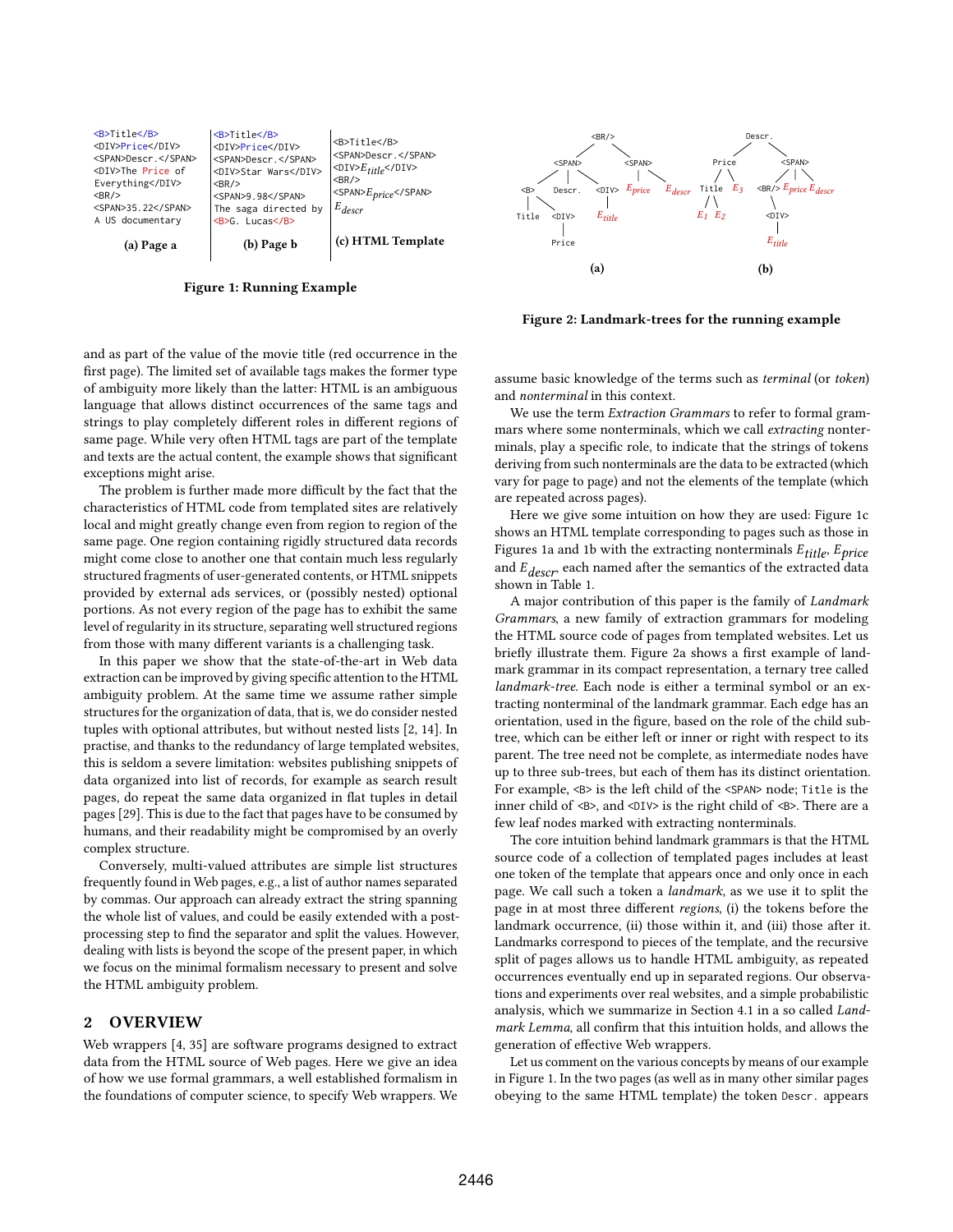```
<B>Title</B>
<DIV>Price</DIV>
<SPAN>Descr.</SPAN>
<DIV>The Price of
Everything</DIV>
<BR/>
<SPAN>35.22</SPAN>
A US documentary
```

**(a) Page a**

```
<B>Title</B>
<DIV>Price</DIV>
<SPAN>Descr.</SPAN>
<DIV>Star Wars</DIV>
<BR/>
<SPAN>9.98</SPAN>
The saga directed by
<B>G. Lucas</B>
```

**(b) Page b**

```
<B>Title</B>
<SPAN>Descr.</SPAN>
<DIV>E_title</DIV>
<BR/>
<SPAN>E_price</SPAN>
E_descr
```

**(c) HTML Template**

**Figure 1: Running Example**

**Figure 2: Landmark-trees for the running example**

and as part of the value of the movie title (red occurrence in the first page). The limited set of available tags makes the former type of ambiguity more likely than the latter: HTML is an ambiguous language that allows distinct occurrences of the same tags and strings to play completely different roles in different regions of same page. While very often HTML tags are part of the template and texts are the actual content, the example shows that significant exceptions might arise.

The problem is further made more difficult by the fact that the characteristics of HTML code from templated sites are relatively local and might greatly change even from region to region of the same page. One region containing rigidly structured data records might come close to another one that contain much less regularly structured fragments of user-generated contents, or HTML snippets provided by external ads services, or (possibly nested) optional portions. As not every region of the page has to exhibit the same level of regularity in its structure, separating well structured regions from those with many different variants is a challenging task.

In this paper we show that the state-of-the-art in Web data extraction can be improved by giving specific attention to the HTML ambiguity problem. At the same time we assume rather simple structures for the organization of data, that is, we do consider nested tuples with optional attributes, but without nested lists [2, 14]. In practise, and thanks to the redundancy of large templated websites, this is seldom a severe limitation: websites publishing snippets of data organized into list of records, for example as search result pages, do repeat the same data organized in flat tuples in detail pages [29]. This is due to the fact that pages have to be consumed by humans, and their readability might be compromised by an overly complex structure.

Conversely, multi-valued attributes are simple list structures frequently found in Web pages, e.g., a list of author names separated by commas. Our approach can already extract the string spanning the whole list of values, and could be easily extended with a post-processing step to find the separator and split the values. However, dealing with lists is beyond the scope of the present paper, in which we focus on the minimal formalism necessary to present and solve the HTML ambiguity problem.

## 2 OVERVIEW

Web wrappers [4, 35] are software programs designed to extract data from the HTML source of Web pages. Here we give an idea of how we use formal grammars, a well established formalism in the foundations of computer science, to specify Web wrappers. We assume basic knowledge of the terms such as *terminal* (or *token*) and *nonterminal* in this context.

We use the term *Extraction Grammars* to refer to formal grammars where some nonterminals, which we call *extracting* nonterminals, play a specific role, to indicate that the strings of tokens deriving from such nonterminals are the data to be extracted (which vary for page to page) and not the elements of the template (which are repeated across pages).

Here we give some intuition on how they are used: Figure 1c shows an HTML template corresponding to pages such as those in Figures 1a and 1b with the extracting nonterminals $E_{title}$, $E_{price}$ and $E_{descr}$, each named after the semantics of the extracted data shown in Table 1.

A major contribution of this paper is the family of *Landmark Grammars*, a new family of extraction grammars for modeling the HTML source code of pages from templated websites. Let us briefly illustrate them. Figure 2a shows a first example of landmark grammar in its compact representation, a ternary tree called *landmark-tree*. Each node is either a terminal symbol or an extracting nonterminal of the landmark grammar. Each edge has an orientation, used in the figure, based on the role of the child subtree, which can be either left or inner or right with respect to its parent. The tree need not be complete, as intermediate nodes have up to three sub-trees, but each of them has its distinct orientation. For example, `<B>` is the left child of the `<SPAN>` node; `Title` is the inner child of `<B>`, and `<DIV>` is the right child of `<B>`. There are a few leaf nodes marked with extracting nonterminals.

The core intuition behind landmark grammars is that the HTML source code of a collection of templated pages includes at least one token of the template that appears once and only once in each page. We call such a token a *landmark*, as we use it to split the page in at most three different *regions*, (i) the tokens before the landmark occurrence, (ii) those within it, and (iii) those after it. Landmarks correspond to pieces of the template, and the recursive split of pages allows us to handle HTML ambiguity, as repeated occurrences eventually end up in separated regions. Our observations and experiments over real websites, and a simple probabilistic analysis, which we summarize in Section 4.1 in a so called *Landmark Lemma*, all confirm that this intuition holds, and allows the generation of effective Web wrappers.

Let us comment on the various concepts by means of our example in Figure 1. In the two pages (as well as in many other similar pages obeying to the same HTML template) the token `Descr.` appears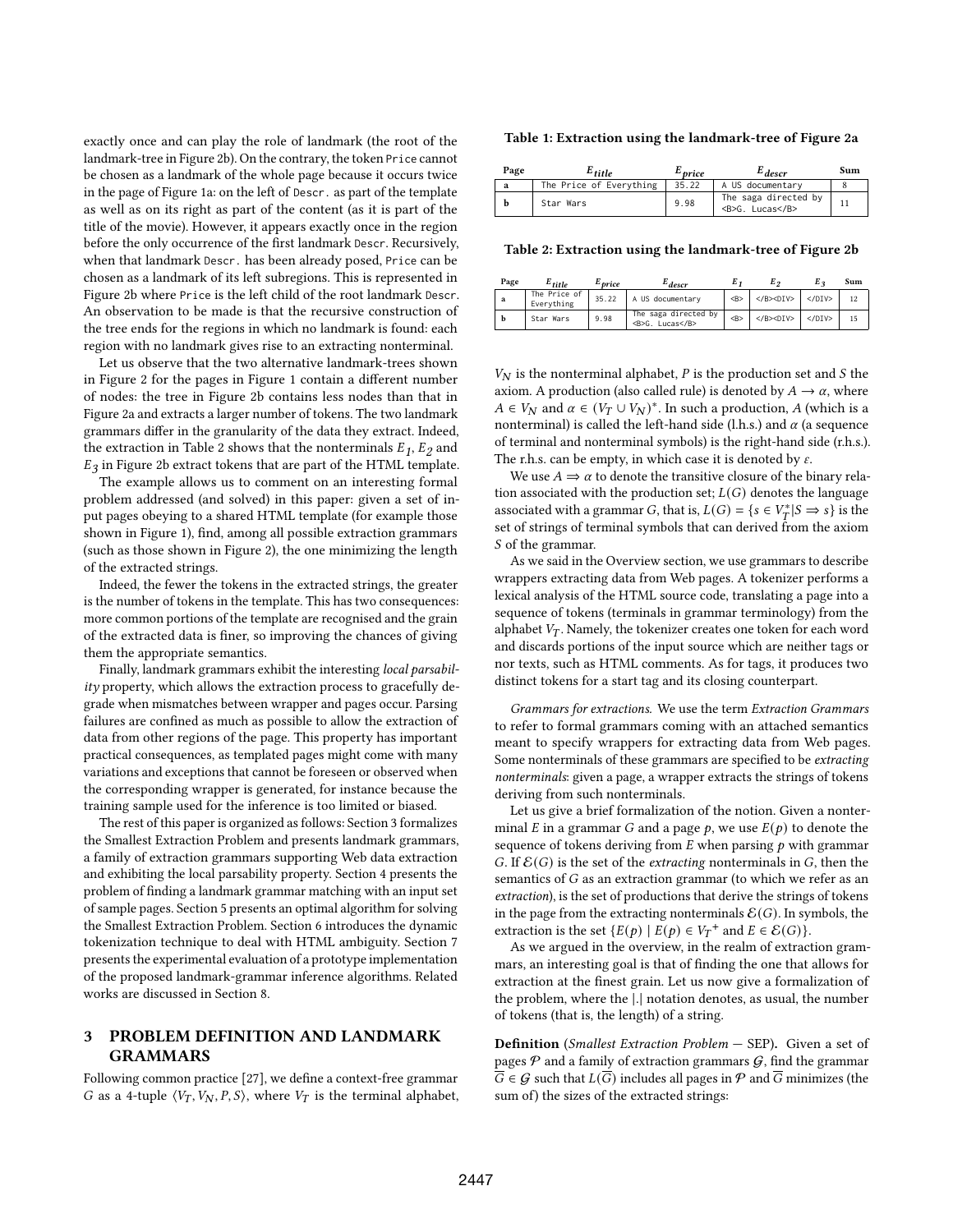exactly once and can play the role of landmark (the root of the landmark-tree in Figure 2b). On the contrary, the token Price cannot be chosen as a landmark of the whole page because it occurs twice in the page of Figure 1a: on the left of Descr. as part of the template as well as on its right as part of the content (as it is part of the title of the movie). However, it appears exactly once in the region before the only occurrence of the first landmark Descr. Recursively, when that landmark Descr. has been already posed, Price can be chosen as a landmark of its left subregions. This is represented in Figure 2b where Price is the left child of the root landmark Descr. An observation to be made is that the recursive construction of the tree ends for the regions in which no landmark is found: each region with no landmark gives rise to an extracting nonterminal.

Let us observe that the two alternative landmark-trees shown in Figure 2 for the pages in Figure 1 contain a different number of nodes: the tree in Figure 2b contains less nodes than that in Figure 2a and extracts a larger number of tokens. The two landmark grammars differ in the granularity of the data they extract. Indeed, the extraction in Table 2 shows that the nonterminals $E_1$, $E_2$ and $E_3$ in Figure 2b extract tokens that are part of the HTML template.

The example allows us to comment on an interesting formal problem addressed (and solved) in this paper: given a set of input pages obeying to a shared HTML template (for example those shown in Figure 1), find, among all possible extraction grammars (such as those shown in Figure 2), the one minimizing the length of the extracted strings.

Indeed, the fewer the tokens in the extracted strings, the greater is the number of tokens in the template. This has two consequences: more common portions of the template are recognised and the grain of the extracted data is finer, so improving the chances of giving them the appropriate semantics.

Finally, landmark grammars exhibit the interesting *local parsability* property, which allows the extraction process to gracefully degrade when mismatches between wrapper and pages occur. Parsing failures are confined as much as possible to allow the extraction of data from other regions of the page. This property has important practical consequences, as templated pages might come with many variations and exceptions that cannot be foreseen or observed when the corresponding wrapper is generated, for instance because the training sample used for the inference is too limited or biased.

The rest of this paper is organized as follows: Section 3 formalizes the Smallest Extraction Problem and presents landmark grammars, a family of extraction grammars supporting Web data extraction and exhibiting the local parsability property. Section 4 presents the problem of finding a landmark grammar matching with an input set of sample pages. Section 5 presents an optimal algorithm for solving the Smallest Extraction Problem. Section 6 introduces the dynamic tokenization technique to deal with HTML ambiguity. Section 7 presents the experimental evaluation of a prototype implementation of the proposed landmark-grammar inference algorithms. Related works are discussed in Section 8.

## 3 PROBLEM DEFINITION AND LANDMARK GRAMMARS

Following common practice [27], we define a context-free grammar $G$ as a 4-tuple $\langle V_T, V_N, P, S\rangle$, where $V_T$ is the terminal alphabet, $V_N$ is the nonterminal alphabet, $P$ is the production set and $S$ the axiom. A production (also called rule) is denoted by $A \rightarrow \alpha$, where $A \in V_N$ and $\alpha \in (V_T \cup V_N)^*$. In such a production, $A$ (which is a nonterminal) is called the left-hand side (l.h.s.) and $\alpha$ (a sequence of terminal and nonterminal symbols) is the right-hand side (r.h.s.). The r.h.s. can be empty, in which case it is denoted by $\varepsilon$.

**Table 1: Extraction using the landmark-tree of Figure 2a**

| Page | $E_{title}$ | $E_{price}$ | $E_{descr}$ | Sum |
|---|---|---|---|---|
| **a** | The Price of Everything | 35.22 | A US documentary | 8 |
| **b** | Star Wars | 9.98 | The saga directed by <B>G. Lucas</B> | 11 |

**Table 2: Extraction using the landmark-tree of Figure 2b**

| Page | $E_{title}$ | $E_{price}$ | $E_{descr}$ | $E_1$ | $E_2$ | $E_3$ | Sum |
|---|---|---|---|---|---|---|---|
| **a** | The Price of Everything | 35.22 | A US documentary | <B> | </B><DIV> | </DIV> | 12 |
| **b** | Star Wars | 9.98 | The saga directed by <B>G. Lucas</B> | <B> | </B><DIV> | </DIV> | 15 |

We use $A \Rightarrow \alpha$ to denote the transitive closure of the binary relation associated with the production set; $L(G)$ denotes the language associated with a grammar $G$, that is, $L(G) = \{s \in V_T^* | S \Rightarrow s\}$ is the set of strings of terminal symbols that can derived from the axiom $S$ of the grammar.

As we said in the Overview section, we use grammars to describe wrappers extracting data from Web pages. A tokenizer performs a lexical analysis of the HTML source code, translating a page into a sequence of tokens (terminals in grammar terminology) from the alphabet $V_T$. Namely, the tokenizer creates one token for each word and discards portions of the input source which are neither tags or nor texts, such as HTML comments. As for tags, it produces two distinct tokens for a start tag and its closing counterpart.

*Grammars for extractions.* We use the term *Extraction Grammars* to refer to formal grammars coming with an attached semantics meant to specify wrappers for extracting data from Web pages. Some nonterminals of these grammars are specified to be *extracting nonterminals*: given a page, a wrapper extracts the strings of tokens deriving from such nonterminals.

Let us give a brief formalization of the notion. Given a nonterminal $E$ in a grammar $G$ and a page $p$, we use $E(p)$ to denote the sequence of tokens deriving from $E$ when parsing $p$ with grammar $G$. If $\mathcal{E}(G)$ is the set of the *extracting* nonterminals in $G$, then the semantics of $G$ as an extraction grammar (to which we refer as an *extraction*), is the set of productions that derive the strings of tokens in the page from the extracting nonterminals $\mathcal{E}(G)$. In symbols, the extraction is the set $\{E(p) \mid E(p) \in V_T{}^+ \text{ and } E \in \mathcal{E}(G)\}$.

As we argued in the overview, in the realm of extraction grammars, an interesting goal is that of finding the one that allows for extraction at the finest grain. Let us now give a formalization of the problem, where the $|.|$ notation denotes, as usual, the number of tokens (that is, the length) of a string.

**Definition** (*Smallest Extraction Problem* — SEP)**.** Given a set of pages $\mathcal{P}$ and a family of extraction grammars $\mathcal{G}$, find the grammar $\overline{G} \in \mathcal{G}$ such that $L(\overline{G})$ includes all pages in $\mathcal{P}$ and $\overline{G}$ minimizes (the sum of) the sizes of the extracted strings: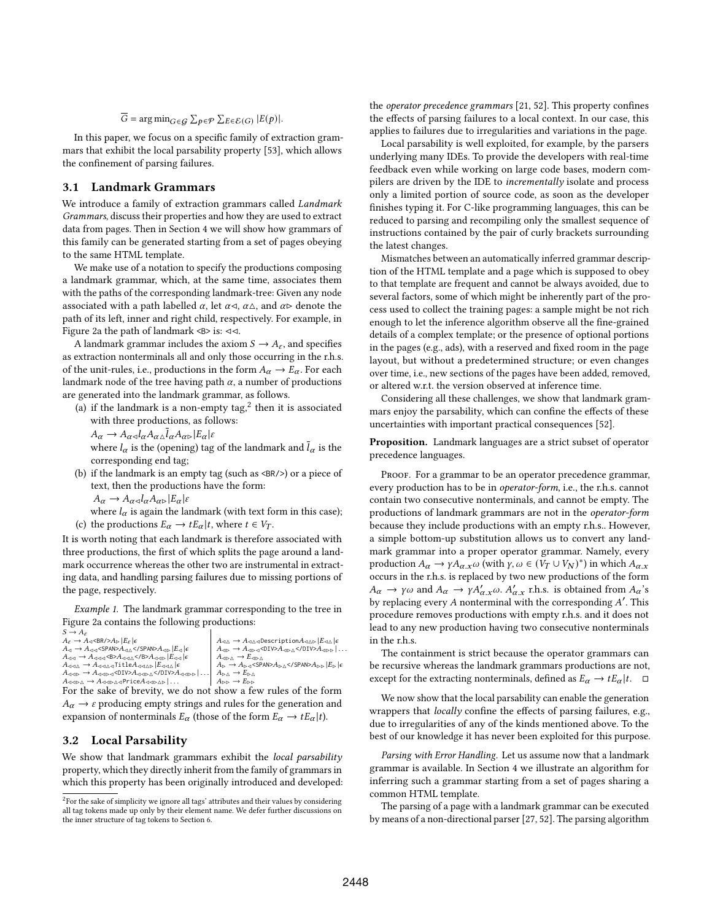$$\overline{G} = \arg\min_{G \in \mathcal{G}} \sum_{p \in \mathcal{P}} \sum_{E \in \mathcal{E}(G)} |E(p)|.$$

In this paper, we focus on a specific family of extraction grammars that exhibit the local parsability property [53], which allows the confinement of parsing failures.

## 3.1 Landmark Grammars

We introduce a family of extraction grammars called *Landmark Grammars*, discuss their properties and how they are used to extract data from pages. Then in Section 4 we will show how grammars of this family can be generated starting from a set of pages obeying to the same HTML template.

We make use of a notation to specify the productions composing a landmark grammar, which, at the same time, associates them with the paths of the corresponding landmark-tree: Given any node associated with a path labelled $\alpha$, let $\alpha\triangleleft$, $\alpha\triangle$, and $\alpha\triangleright$ denote the path of its left, inner and right child, respectively. For example, in Figure 2a the path of landmark <B> is: $\triangleleft\triangleleft$.

A landmark grammar includes the axiom $S \to A_\varepsilon$, and specifies as extraction nonterminals all and only those occurring in the r.h.s. of the unit-rules, i.e., productions in the form $A_\alpha \to E_\alpha$. For each landmark node of the tree having path $\alpha$, a number of productions are generated into the landmark grammar, as follows.

(a) if the landmark is a non-empty tag,[2] then it is associated with three productions, as follows:
$A_\alpha \to A_{\alpha\triangleleft} l_\alpha A_{\alpha\triangle} \bar{l}_\alpha A_{\alpha\triangleright} | E_\alpha | \varepsilon$
where $l_\alpha$ is the (opening) tag of the landmark and $\bar{l}_\alpha$ is the corresponding end tag;

(b) if the landmark is an empty tag (such as <BR/>) or a piece of text, then the productions have the form:
$A_\alpha \to A_{\alpha\triangleleft} l_\alpha A_{\alpha\triangleright} | E_\alpha | \varepsilon$
where $l_\alpha$ is again the landmark (with text form in this case);

(c) the productions $E_\alpha \to tE_\alpha | t$, where $t \in V_T$.

It is worth noting that each landmark is therefore associated with three productions, the first of which splits the page around a landmark occurrence whereas the other two are instrumental in extracting data, and handling parsing failures due to missing portions of the page, respectively.

*Example 1.* The landmark grammar corresponding to the tree in Figure 2a contains the following productions:

$S \to A_\varepsilon$
$A_\varepsilon \to A_\triangleleft \texttt{<BR/>} A_\triangleright | E_\varepsilon | \epsilon$
$A_\triangleleft \to A_{\triangleleft\triangleleft} \texttt{<SPAN>} A_{\triangleleft\triangle} \texttt{</SPAN>} A_{\triangleleft\triangleright} | E_\triangleleft | \epsilon$
$A_{\triangleleft\triangleleft} \to A_{\triangleleft\triangleleft\triangleleft} \texttt{<B>} A_{\triangleleft\triangleleft\triangle} \texttt{</B>} A_{\triangleleft\triangleleft\triangleright} | E_{\triangleleft\triangleleft} | \epsilon$
$A_{\triangleleft\triangleleft\triangle} \to A_{\triangleleft\triangleleft\triangle\triangleleft} \texttt{Title} A_{\triangleleft\triangleleft\triangle\triangleright} | E_{\triangleleft\triangleleft\triangle} | \epsilon$
$A_{\triangleleft\triangleleft\triangleright} \to A_{\triangleleft\triangleleft\triangleright\triangleleft} \texttt{<DIV>} A_{\triangleleft\triangleleft\triangleright\triangle} \texttt{</DIV>} A_{\triangleleft\triangleleft\triangleright\triangleright} | \ldots$
$A_{\triangleleft\triangleleft\triangleright\triangle} \to A_{\triangleleft\triangleleft\triangleright\triangle\triangleleft} \texttt{Price} A_{\triangleleft\triangleleft\triangleright\triangle\triangleright} | \ldots$
$A_{\triangleleft\triangle} \to A_{\triangleleft\triangle\triangleleft} \texttt{Description} A_{\triangleleft\triangle\triangleright} | E_{\triangleleft\triangle} | \epsilon$
$A_{\triangleleft\triangleright} \to A_{\triangleleft\triangleright\triangleleft} \texttt{<DIV>} A_{\triangleleft\triangleright\triangle} \texttt{</DIV>} A_{\triangleleft\triangleright\triangleright} | \ldots$
$A_{\triangleleft\triangleright\triangle} \to E_{\triangleleft\triangleright\triangle}$
$A_\triangleright \to A_{\triangleright\triangleleft} \texttt{<SPAN>} A_{\triangleright\triangle} \texttt{</SPAN>} A_{\triangleright\triangleright} | E_\triangleright | \epsilon$
$A_{\triangleright\triangle} \to E_{\triangleright\triangle}$
$A_{\triangleright\triangleright} \to E_{\triangleright\triangleright}$

For the sake of brevity, we do not show a few rules of the form $A_\alpha \to \varepsilon$ producing empty strings and rules for the generation and expansion of nonterminals $E_\alpha$ (those of the form $E_\alpha \to tE_\alpha | t$).

## 3.2 Local Parsability

We show that landmark grammars exhibit the *local parsability* property, which they directly inherit from the family of grammars in which this property has been originally introduced and developed: the *operator precedence grammars* [21, 52]. This property confines the effects of parsing failures to a local context. In our case, this applies to failures due to irregularities and variations in the page.

Local parsability is well exploited, for example, by the parsers underlying many IDEs. To provide the developers with real-time feedback even while working on large code bases, modern compilers are driven by the IDE to *incrementally* isolate and process only a limited portion of source code, as soon as the developer finishes typing it. For C-like programming languages, this can be reduced to parsing and recompiling only the smallest sequence of instructions contained by the pair of curly brackets surrounding the latest changes.

Mismatches between an automatically inferred grammar description of the HTML template and a page which is supposed to obey to that template are frequent and cannot be always avoided, due to several factors, some of which might be inherently part of the process used to collect the training pages: a sample might be not rich enough to let the inference algorithm observe all the fine-grained details of a complex template; or the presence of optional portions in the pages (e.g., ads), with a reserved and fixed room in the page layout, but without a predetermined structure; or even changes over time, i.e., new sections of the pages have been added, removed, or altered w.r.t. the version observed at inference time.

Considering all these challenges, we show that landmark grammars enjoy the parsability, which can confine the effects of these uncertainties with important practical consequences [52].

**Proposition.** Landmark languages are a strict subset of operator precedence languages.

Proof. For a grammar to be an operator precedence grammar, every production has to be in *operator-form*, i.e., the r.h.s. cannot contain two consecutive nonterminals, and cannot be empty. The productions of landmark grammars are not in the *operator-form* because they include productions with an empty r.h.s.. However, a simple bottom-up substitution allows us to convert any landmark grammar into a proper operator grammar. Namely, every production $A_\alpha \to \gamma A_{\alpha.x}\omega$ (with $\gamma, \omega \in (V_T \cup V_N)^*$) in which $A_{\alpha.x}$ occurs in the r.h.s. is replaced by two new productions of the form $A_\alpha \to \gamma\omega$ and $A_\alpha \to \gamma A'_{\alpha.x}\omega$. $A'_{\alpha.x}$ r.h.s. is obtained from $A_\alpha$'s by replacing every $A$ nonterminal with the corresponding $A'$. This procedure removes productions with empty r.h.s. and it does not lead to any new production having two consecutive nonterminals in the r.h.s.

The containment is strict because the operator grammars can be recursive whereas the landmark grammars productions are not, except for the extracting nonterminals, defined as $E_\alpha \to tE_\alpha | t$. ◻

We now show that the local parsability can enable the generation wrappers that *locally* confine the effects of parsing failures, e.g., due to irregularities of any of the kinds mentioned above. To the best of our knowledge it has never been exploited for this purpose.

*Parsing with Error Handling.* Let us assume now that a landmark grammar is available. In Section 4 we illustrate an algorithm for inferring such a grammar starting from a set of pages sharing a common HTML template.

The parsing of a page with a landmark grammar can be executed by means of a non-directional parser [27, 52]. The parsing algorithm

[2] For the sake of simplicity we ignore all tags' attributes and their values by considering all tag tokens made up only by their element name. We defer further discussions on the inner structure of tag tokens to Section 6.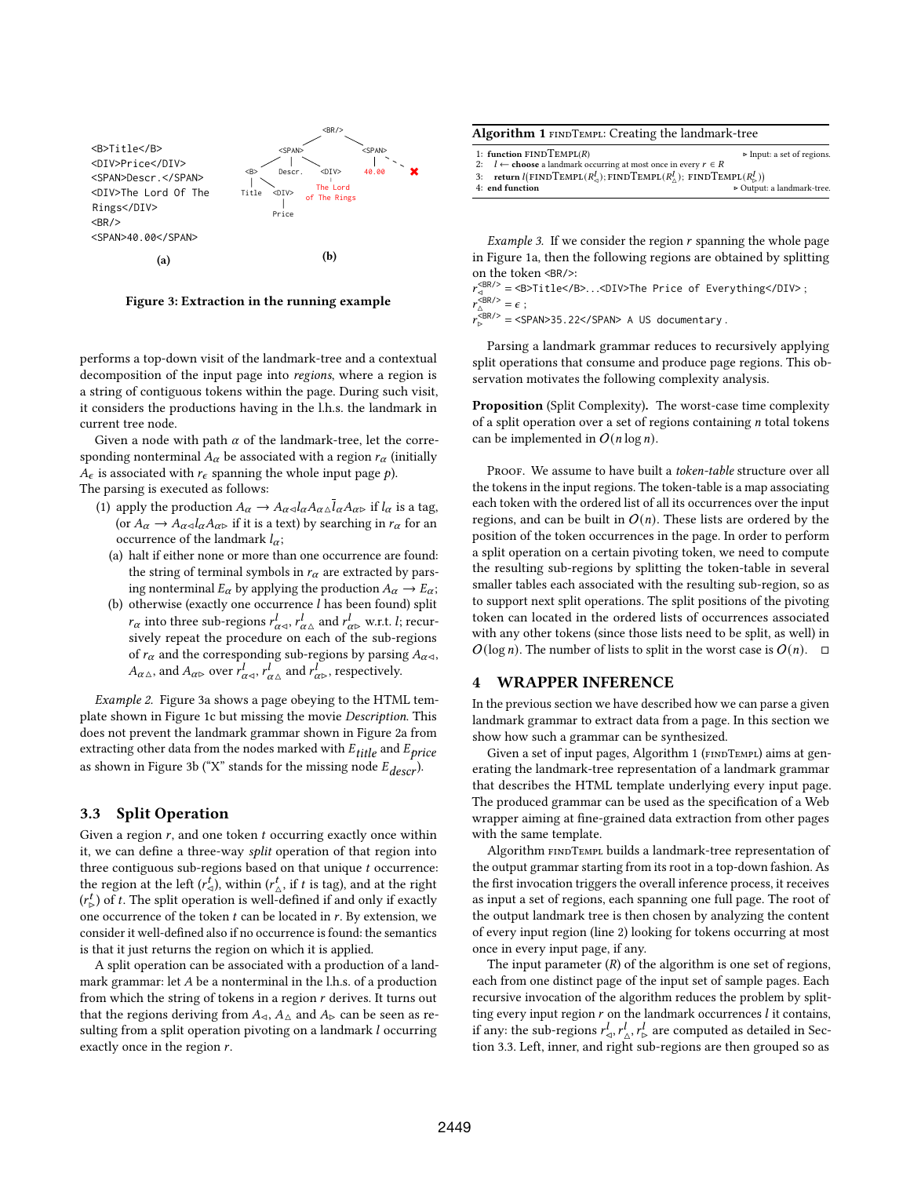```
<B>Title</B>
<DIV>Price</DIV>
<SPAN>Descr.</SPAN>
<DIV>The Lord Of The
Rings</DIV>
<BR/>
<SPAN>40.00</SPAN>
```

(a) (b)

**Figure 3: Extraction in the running example**

performs a top-down visit of the landmark-tree and a contextual decomposition of the input page into *regions*, where a region is a string of contiguous tokens within the page. During such visit, it considers the productions having in the l.h.s. the landmark in current tree node.

Given a node with path $\alpha$ of the landmark-tree, let the corresponding nonterminal $A_\alpha$ be associated with a region $r_\alpha$ (initially $A_\epsilon$ is associated with $r_\epsilon$ spanning the whole input page $p$). The parsing is executed as follows:

(1) apply the production $A_\alpha \rightarrow A_{\alpha\triangleleft} l_\alpha A_{\alpha\vartriangle} \bar{l}_\alpha A_{\alpha\triangleright}$ if $l_\alpha$ is a tag, (or $A_\alpha \rightarrow A_{\alpha\triangleleft} l_\alpha A_{\alpha\triangleright}$ if it is a text) by searching in $r_\alpha$ for an occurrence of the landmark $l_\alpha$;
  (a) halt if either none or more than one occurrence are found: the string of terminal symbols in $r_\alpha$ are extracted by parsing nonterminal $E_\alpha$ by applying the production $A_\alpha \rightarrow E_\alpha$;
  (b) otherwise (exactly one occurrence $l$ has been found) split $r_\alpha$ into three sub-regions $r^l_{\alpha\triangleleft}$, $r^l_{\alpha\vartriangle}$ and $r^l_{\alpha\triangleright}$ w.r.t. $l$; recursively repeat the procedure on each of the sub-regions of $r_\alpha$ and the corresponding sub-regions by parsing $A_{\alpha\triangleleft}$, $A_{\alpha\vartriangle}$, and $A_{\alpha\triangleright}$ over $r^l_{\alpha\triangleleft}$, $r^l_{\alpha\vartriangle}$ and $r^l_{\alpha\triangleright}$, respectively.

*Example 2.* Figure 3a shows a page obeying to the HTML template shown in Figure 1c but missing the movie *Description*. This does not prevent the landmark grammar shown in Figure 2a from extracting other data from the nodes marked with $E_{title}$ and $E_{price}$ as shown in Figure 3b ("X" stands for the missing node $E_{descr}$).

## 3.3 Split Operation

Given a region $r$, and one token $t$ occurring exactly once within it, we can define a three-way *split* operation of that region into three contiguous sub-regions based on that unique $t$ occurrence: the region at the left ($r^t_\triangleleft$), within ($r^t_\vartriangle$, if $t$ is tag), and at the right ($r^t_\triangleright$) of $t$. The split operation is well-defined if and only if exactly one occurrence of the token $t$ can be located in $r$. By extension, we consider it well-defined also if no occurrence is found: the semantics is that it just returns the region on which it is applied.

A split operation can be associated with a production of a landmark grammar: let $A$ be a nonterminal in the l.h.s. of a production from which the string of tokens in a region $r$ derives. It turns out that the regions deriving from $A_\triangleleft$, $A_\vartriangle$ and $A_\triangleright$ can be seen as resulting from a split operation pivoting on a landmark $l$ occurring exactly once in the region $r$.

**Algorithm 1** FINDTEMPL: Creating the landmark-tree

```
1: function FINDTEMPL(R)                                  ▷ Input: a set of regions.
2:   l ← choose a landmark occurring at most once in every r ∈ R
3:   return l(FINDTEMPL(R^l_◁); FINDTEMPL(R^l_△); FINDTEMPL(R^l_▷))
4: end function                                           ▷ Output: a landmark-tree.
```

*Example 3.* If we consider the region $r$ spanning the whole page in Figure 1a, then the following regions are obtained by splitting on the token `<BR/>`:
$r^{\text{<BR/>}}_\triangleleft$ = `<B>Title</B>...<DIV>The Price of Everything</DIV>`;
$r^{\text{<BR/>}}_\vartriangle = \epsilon$ ;
$r^{\text{<BR/>}}_\triangleright$ = `<SPAN>35.22</SPAN> A US documentary`.

Parsing a landmark grammar reduces to recursively applying split operations that consume and produce page regions. This observation motivates the following complexity analysis.

**Proposition** (Split Complexity). The worst-case time complexity of a split operation over a set of regions containing $n$ total tokens can be implemented in $O(n \log n)$.

Proof. We assume to have built a *token-table* structure over all the tokens in the input regions. The token-table is a map associating each token with the ordered list of all its occurrences over the input regions, and can be built in $O(n)$. These lists are ordered by the position of the token occurrences in the page. In order to perform a split operation on a certain pivoting token, we need to compute the resulting sub-regions by splitting the token-table in several smaller tables each associated with the resulting sub-region, so as to support next split operations. The split positions of the pivoting token located in the ordered lists of occurrences associated with any other tokens (since those lists need to be split, as well) in $O(\log n)$. The number of lists to split in the worst case is $O(n)$. □

# 4 WRAPPER INFERENCE

In the previous section we have described how we can parse a given landmark grammar to extract data from a page. In this section we show how such a grammar can be synthesized.

Given a set of input pages, Algorithm 1 (FINDTEMPL) aims at generating the landmark-tree representation of a landmark grammar that describes the HTML template underlying every input page. The produced grammar can be used as the specification of a Web wrapper aiming at fine-grained data extraction from other pages with the same template.

Algorithm FINDTEMPL builds a landmark-tree representation of the output grammar starting from its root in a top-down fashion. As the first invocation triggers the overall inference process, it receives as input a set of regions, each spanning one full page. The root of the output landmark tree is then chosen by analyzing the content of every input region (line 2) looking for tokens occurring at most once in every input page, if any.

The input parameter ($R$) of the algorithm is one set of regions, each from one distinct page of the input set of sample pages. Each recursive invocation of the algorithm reduces the problem by splitting every input region $r$ on the landmark occurrences $l$ it contains, if any: the sub-regions $r^l_\triangleleft, r^l_\vartriangle, r^l_\triangleright$ are computed as detailed in Section 3.3. Left, inner, and right sub-regions are then grouped so as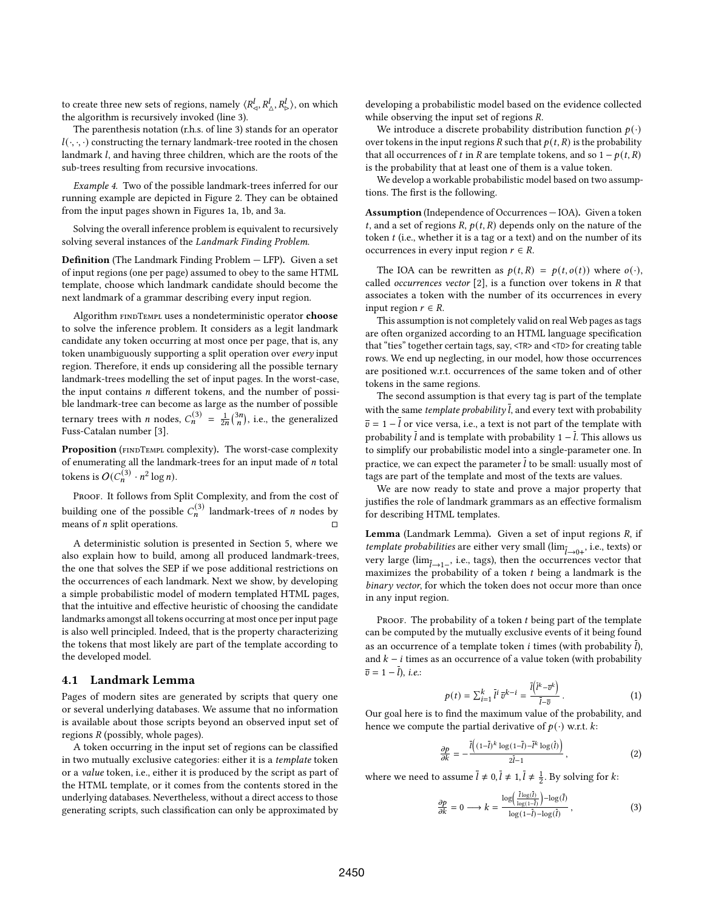to create three new sets of regions, namely $\langle R^l_{\triangleleft}, R^l_{\triangle}, R^l_{\triangleright} \rangle$, on which the algorithm is recursively invoked (line 3).

The parenthesis notation (r.h.s. of line 3) stands for an operator $l(\cdot,\cdot,\cdot)$ constructing the ternary landmark-tree rooted in the chosen landmark $l$, and having three children, which are the roots of the sub-trees resulting from recursive invocations.

*Example 4.* Two of the possible landmark-trees inferred for our running example are depicted in Figure 2. They can be obtained from the input pages shown in Figures 1a, 1b, and 3a.

Solving the overall inference problem is equivalent to recursively solving several instances of the *Landmark Finding Problem*.

**Definition** (The Landmark Finding Problem — LFP)**.** Given a set of input regions (one per page) assumed to obey to the same HTML template, choose which landmark candidate should become the next landmark of a grammar describing every input region.

Algorithm findTempl uses a nondeterministic operator **choose** to solve the inference problem. It considers as a legit landmark candidate any token occurring at most once per page, that is, any token unambiguously supporting a split operation over *every* input region. Therefore, it ends up considering all the possible ternary landmark-trees modelling the set of input pages. In the worst-case, the input contains $n$ different tokens, and the number of possible landmark-tree can become as large as the number of possible ternary trees with $n$ nodes, $C^{(3)}_n = \frac{1}{2n}\binom{3n}{n}$, i.e., the generalized Fuss-Catalan number [3].

**Proposition** (findTempl complexity)**.** The worst-case complexity of enumerating all the landmark-trees for an input made of $n$ total tokens is $O(C^{(3)}_n \cdot n^2 \log n)$.

Proof. It follows from Split Complexity, and from the cost of building one of the possible $C^{(3)}_n$ landmark-trees of $n$ nodes by means of $n$ split operations. ◻

A deterministic solution is presented in Section 5, where we also explain how to build, among all produced landmark-trees, the one that solves the SEP if we pose additional restrictions on the occurrences of each landmark. Next we show, by developing a simple probabilistic model of modern templated HTML pages, that the intuitive and effective heuristic of choosing the candidate landmarks amongst all tokens occurring at most once per input page is also well principled. Indeed, that is the property characterizing the tokens that most likely are part of the template according to the developed model.

## 4.1 Landmark Lemma

Pages of modern sites are generated by scripts that query one or several underlying databases. We assume that no information is available about those scripts beyond an observed input set of regions $R$ (possibly, whole pages).

A token occurring in the input set of regions can be classified in two mutually exclusive categories: either it is a *template* token or a *value* token, i.e., either it is produced by the script as part of the HTML template, or it comes from the contents stored in the underlying databases. Nevertheless, without a direct access to those generating scripts, such classification can only be approximated by developing a probabilistic model based on the evidence collected while observing the input set of regions $R$.

We introduce a discrete probability distribution function $p(\cdot)$ over tokens in the input regions $R$ such that $p(t, R)$ is the probability that all occurrences of $t$ in $R$ are template tokens, and so $1 - p(t, R)$ is the probability that at least one of them is a value token.

We develop a workable probabilistic model based on two assumptions. The first is the following.

**Assumption** (Independence of Occurrences — IOA)**.** Given a token $t$, and a set of regions $R$, $p(t, R)$ depends only on the nature of the token $t$ (i.e., whether it is a tag or a text) and on the number of its occurrences in every input region $r \in R$.

The IOA can be rewritten as $p(t, R) = p(t, o(t))$ where $o(\cdot)$, called *occurrences vector* [2], is a function over tokens in $R$ that associates a token with the number of its occurrences in every input region $r \in R$.

This assumption is not completely valid on real Web pages as tags are often organized according to an HTML language specification that "ties" together certain tags, say, <TR> and <TD> for creating table rows. We end up neglecting, in our model, how those occurrences are positioned w.r.t. occurrences of the same token and of other tokens in the same regions.

The second assumption is that every tag is part of the template with the same *template probability* $\bar{l}$, and every text with probability $\bar{v} = 1 - \bar{l}$ or vice versa, i.e., a text is not part of the template with probability $\bar{l}$ and is template with probability $1 - \bar{l}$. This allows us to simplify our probabilistic model into a single-parameter one. In practice, we can expect the parameter $\bar{l}$ to be small: usually most of tags are part of the template and most of the texts are values.

We are now ready to state and prove a major property that justifies the role of landmark grammars as an effective formalism for describing HTML templates.

**Lemma** (Landmark Lemma)**.** Given a set of input regions $R$, if *template probabilities* are either very small ($\lim_{\bar{l}\to 0^+}$, i.e., texts) or very large ($\lim_{\bar{l}\to 1^-}$, i.e., tags), then the occurrences vector that maximizes the probability of a token $t$ being a landmark is the *binary vector*, for which the token does not occur more than once in any input region.

Proof. The probability of a token $t$ being part of the template can be computed by the mutually exclusive events of it being found as an occurrence of a template token $i$ times (with probability $\bar{l}$), and $k - i$ times as an occurrence of a value token (with probability $\bar{v} = 1 - \bar{l}$), *i.e.:*

$$p(t) = \sum_{i=1}^{k} \bar{l}^i \, \bar{v}^{k-i} = \frac{\bar{l}\left(\bar{l}^k - \bar{v}^k\right)}{\bar{l} - \bar{v}}. \tag{1}$$

Our goal here is to find the maximum value of the probability, and hence we compute the partial derivative of $p(\cdot)$ w.r.t. $k$:

$$\frac{\partial p}{\partial k} = -\frac{\bar{l}\left((1-\bar{l})^k \log(1-\bar{l}) - \bar{l}^k \log(\bar{l})\right)}{2\bar{l} - 1}, \tag{2}$$

where we need to assume $\bar{l} \neq 0, \bar{l} \neq 1, \bar{l} \neq \frac{1}{2}$. By solving for $k$:

$$\frac{\partial p}{\partial k} = 0 \longrightarrow k = \frac{\log\left(\frac{\bar{l}\log(\bar{l})}{\log(1-\bar{l})}\right) - \log(\bar{l})}{\log(1-\bar{l}) - \log(\bar{l})}, \tag{3}$$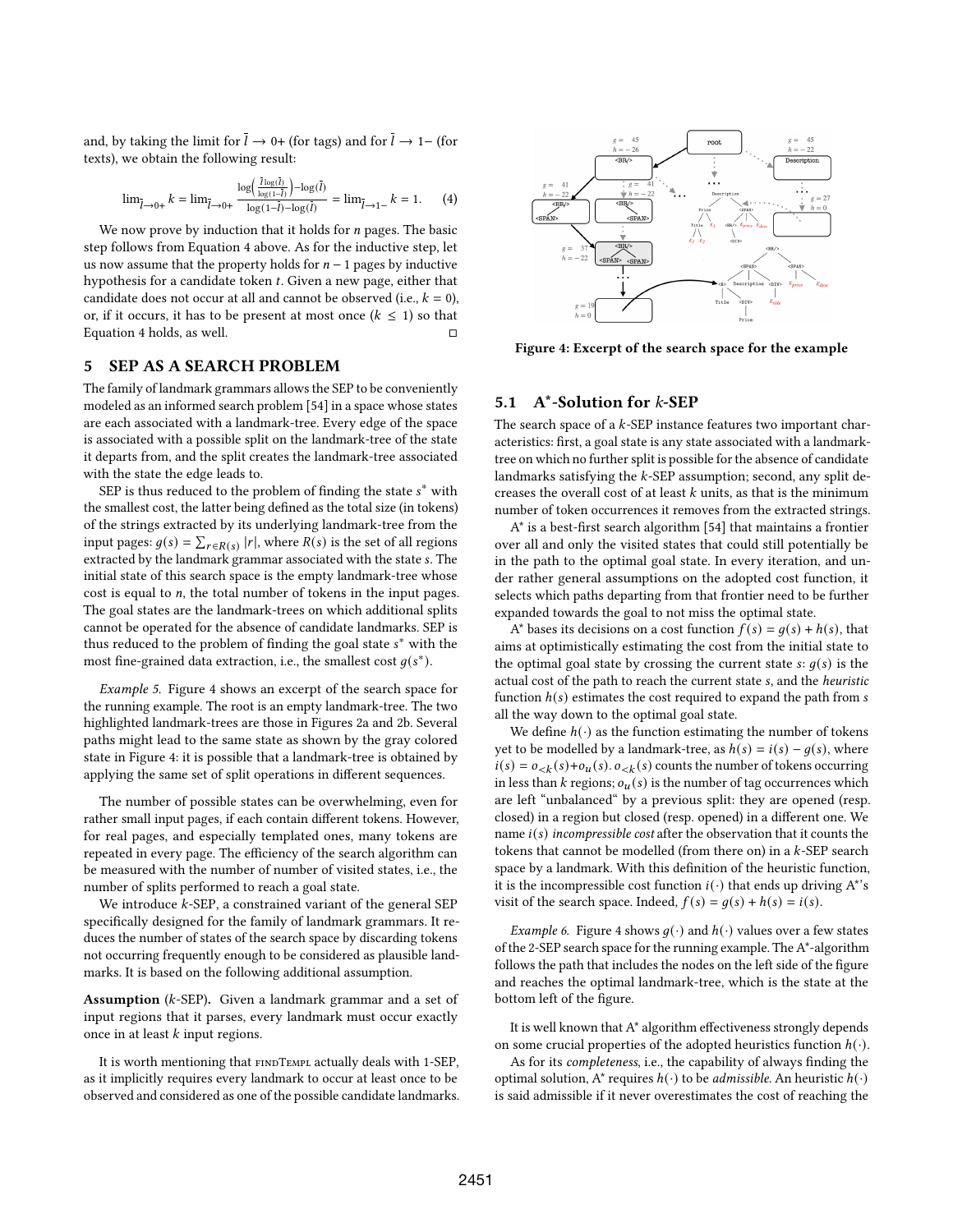and, by taking the limit for $\bar{l} \to 0+$ (for tags) and for $\bar{l} \to 1-$ (for texts), we obtain the following result:

$$\lim_{\bar{l}\to 0+} k = \lim_{\bar{l}\to 0+} \frac{\log\left(\frac{\bar{l}\log(\bar{l})}{\log(1-\bar{l})}\right) - \log(\bar{l})}{\log(1-\bar{l}) - \log(\bar{l})} = \lim_{\bar{l}\to 1-} k = 1. \tag{4}$$

We now prove by induction that it holds for $n$ pages. The basic step follows from Equation 4 above. As for the inductive step, let us now assume that the property holds for $n-1$ pages by inductive hypothesis for a candidate token $t$. Given a new page, either that candidate does not occur at all and cannot be observed (i.e., $k = 0$), or, if it occurs, it has to be present at most once ($k \leq 1$) so that Equation 4 holds, as well. □

## 5 SEP AS A SEARCH PROBLEM

The family of landmark grammars allows the SEP to be conveniently modeled as an informed search problem [54] in a space whose states are each associated with a landmark-tree. Every edge of the space is associated with a possible split on the landmark-tree of the state it departs from, and the split creates the landmark-tree associated with the state the edge leads to.

SEP is thus reduced to the problem of finding the state $s^*$ with the smallest cost, the latter being defined as the total size (in tokens) of the strings extracted by its underlying landmark-tree from the input pages: $g(s) = \sum_{r \in R(s)} |r|$, where $R(s)$ is the set of all regions extracted by the landmark grammar associated with the state $s$. The initial state of this search space is the empty landmark-tree whose cost is equal to $n$, the total number of tokens in the input pages. The goal states are the landmark-trees on which additional splits cannot be operated for the absence of candidate landmarks. SEP is thus reduced to the problem of finding the goal state $s^*$ with the most fine-grained data extraction, i.e., the smallest cost $g(s^*)$.

*Example 5.* Figure 4 shows an excerpt of the search space for the running example. The root is an empty landmark-tree. The two highlighted landmark-trees are those in Figures 2a and 2b. Several paths might lead to the same state as shown by the gray colored state in Figure 4: it is possible that a landmark-tree is obtained by applying the same set of split operations in different sequences.

The number of possible states can be overwhelming, even for rather small input pages, if each contain different tokens. However, for real pages, and especially templated ones, many tokens are repeated in every page. The efficiency of the search algorithm can be measured with the number of number of visited states, i.e., the number of splits performed to reach a goal state.

We introduce $k$-SEP, a constrained variant of the general SEP specifically designed for the family of landmark grammars. It reduces the number of states of the search space by discarding tokens not occurring frequently enough to be considered as plausible landmarks. It is based on the following additional assumption.

**Assumption** ($k$-SEP). Given a landmark grammar and a set of input regions that it parses, every landmark must occur exactly once in at least $k$ input regions.

It is worth mentioning that findTempl actually deals with 1-SEP, as it implicitly requires every landmark to occur at least once to be observed and considered as one of the possible candidate landmarks.

Figure 4: Excerpt of the search space for the example

### 5.1 A*-Solution for $k$-SEP

The search space of a $k$-SEP instance features two important characteristics: first, a goal state is any state associated with a landmark-tree on which no further split is possible for the absence of candidate landmarks satisfying the $k$-SEP assumption; second, any split decreases the overall cost of at least $k$ units, as that is the minimum number of token occurrences it removes from the extracted strings.

A* is a best-first search algorithm [54] that maintains a frontier over all and only the visited states that could still potentially be in the path to the optimal goal state. In every iteration, and under rather general assumptions on the adopted cost function, it selects which paths departing from that frontier need to be further expanded towards the goal to not miss the optimal state.

A* bases its decisions on a cost function $f(s) = g(s) + h(s)$, that aims at optimistically estimating the cost from the initial state to the optimal goal state by crossing the current state $s$: $g(s)$ is the actual cost of the path to reach the current state $s$, and the *heuristic* function $h(s)$ estimates the cost required to expand the path from $s$ all the way down to the optimal goal state.

We define $h(\cdot)$ as the function estimating the number of tokens yet to be modelled by a landmark-tree, as $h(s) = i(s) - g(s)$, where $i(s) = o_{<k}(s) + o_u(s)$. $o_{<k}(s)$ counts the number of tokens occurring in less than $k$ regions; $o_u(s)$ is the number of tag occurrences which are left "unbalanced" by a previous split: they are opened (resp. closed) in a region but closed (resp. opened) in a different one. We name $i(s)$ *incompressible cost* after the observation that it counts the tokens that cannot be modelled (from there on) in a $k$-SEP search space by a landmark. With this definition of the heuristic function, it is the incompressible cost function $i(\cdot)$ that ends up driving A*'s visit of the search space. Indeed, $f(s) = g(s) + h(s) = i(s)$.

*Example 6.* Figure 4 shows $g(\cdot)$ and $h(\cdot)$ values over a few states of the 2-SEP search space for the running example. The A*-algorithm follows the path that includes the nodes on the left side of the figure and reaches the optimal landmark-tree, which is the state at the bottom left of the figure.

It is well known that A* algorithm effectiveness strongly depends on some crucial properties of the adopted heuristics function $h(\cdot)$.

As for its *completeness*, i.e., the capability of always finding the optimal solution, A* requires $h(\cdot)$ to be *admissible*. An heuristic $h(\cdot)$ is said admissible if it never overestimates the cost of reaching the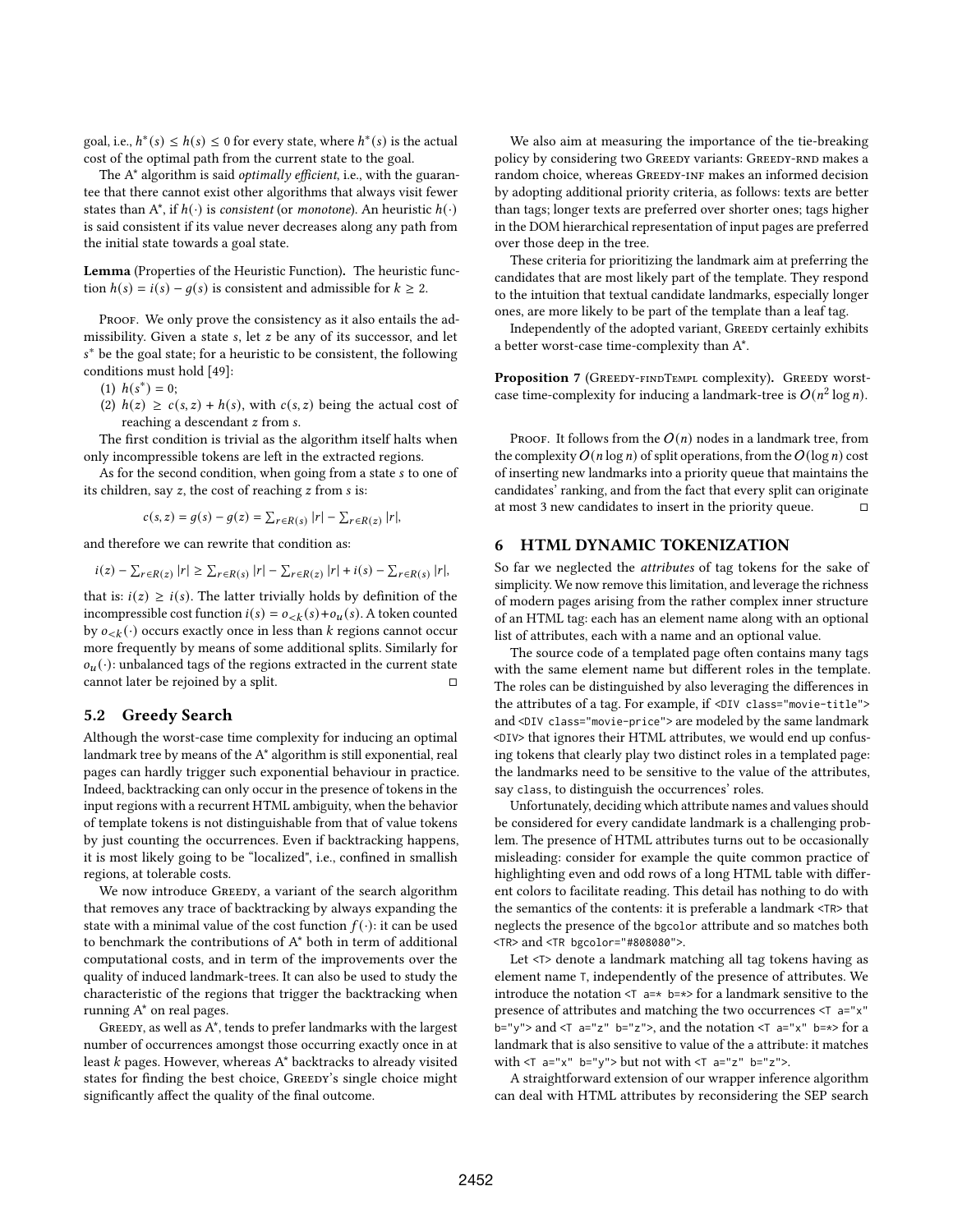goal, i.e., $h^*(s) \leq h(s) \leq 0$ for every state, where $h^*(s)$ is the actual cost of the optimal path from the current state to the goal.

The A* algorithm is said *optimally efficient*, i.e., with the guarantee that there cannot exist other algorithms that always visit fewer states than A*, if $h(\cdot)$ is *consistent* (or *monotone*). An heuristic $h(\cdot)$ is said consistent if its value never decreases along any path from the initial state towards a goal state.

**Lemma** (Properties of the Heuristic Function). The heuristic function $h(s) = i(s) - g(s)$ is consistent and admissible for $k \geq 2$.

Proof. We only prove the consistency as it also entails the admissibility. Given a state $s$, let $z$ be any of its successor, and let $s^*$ be the goal state; for a heuristic to be consistent, the following conditions must hold [49]:

(1) $h(s^*) = 0$;
(2) $h(z) \geq c(s,z) + h(s)$, with $c(s,z)$ being the actual cost of reaching a descendant $z$ from $s$.

The first condition is trivial as the algorithm itself halts when only incompressible tokens are left in the extracted regions.

As for the second condition, when going from a state $s$ to one of its children, say $z$, the cost of reaching $z$ from $s$ is:

$$c(s,z) = g(s) - g(z) = \sum_{r \in R(s)} |r| - \sum_{r \in R(z)} |r|,$$

and therefore we can rewrite that condition as:

$$i(z) - \sum_{r \in R(z)} |r| \geq \sum_{r \in R(s)} |r| - \sum_{r \in R(z)} |r| + i(s) - \sum_{r \in R(s)} |r|,$$

that is: $i(z) \geq i(s)$. The latter trivially holds by definition of the incompressible cost function $i(s) = o_{<k}(s) + o_u(s)$. A token counted by $o_{<k}(\cdot)$ occurs exactly once in less than $k$ regions cannot occur more frequently by means of some additional splits. Similarly for $o_u(\cdot)$: unbalanced tags of the regions extracted in the current state cannot later be rejoined by a split. ◻

## 5.2 Greedy Search

Although the worst-case time complexity for inducing an optimal landmark tree by means of the A* algorithm is still exponential, real pages can hardly trigger such exponential behaviour in practice. Indeed, backtracking can only occur in the presence of tokens in the input regions with a recurrent HTML ambiguity, when the behavior of template tokens is not distinguishable from that of value tokens by just counting the occurrences. Even if backtracking happens, it is most likely going to be "localized", i.e., confined in smallish regions, at tolerable costs.

We now introduce Greedy, a variant of the search algorithm that removes any trace of backtracking by always expanding the state with a minimal value of the cost function $f(\cdot)$: it can be used to benchmark the contributions of A* both in term of additional computational costs, and in term of the improvements over the quality of induced landmark-trees. It can also be used to study the characteristic of the regions that trigger the backtracking when running A* on real pages.

Greedy, as well as A*, tends to prefer landmarks with the largest number of occurrences amongst those occurring exactly once in at least $k$ pages. However, whereas A* backtracks to already visited states for finding the best choice, Greedy's single choice might significantly affect the quality of the final outcome.

We also aim at measuring the importance of the tie-breaking policy by considering two Greedy variants: Greedy-rnd makes a random choice, whereas Greedy-inf makes an informed decision by adopting additional priority criteria, as follows: texts are better than tags; longer texts are preferred over shorter ones; tags higher in the DOM hierarchical representation of input pages are preferred over those deep in the tree.

These criteria for prioritizing the landmark aim at preferring the candidates that are most likely part of the template. They respond to the intuition that textual candidate landmarks, especially longer ones, are more likely to be part of the template than a leaf tag.

Independently of the adopted variant, Greedy certainly exhibits a better worst-case time-complexity than A*.

**Proposition 7** (Greedy-findTempl complexity). Greedy worst-case time-complexity for inducing a landmark-tree is $O(n^2 \log n)$.

Proof. It follows from the $O(n)$ nodes in a landmark tree, from the complexity $O(n \log n)$ of split operations, from the $O(\log n)$ cost of inserting new landmarks into a priority queue that maintains the candidates' ranking, and from the fact that every split can originate at most 3 new candidates to insert in the priority queue. ◻

# 6 HTML DYNAMIC TOKENIZATION

So far we neglected the *attributes* of tag tokens for the sake of simplicity. We now remove this limitation, and leverage the richness of modern pages arising from the rather complex inner structure of an HTML tag: each has an element name along with an optional list of attributes, each with a name and an optional value.

The source code of a templated page often contains many tags with the same element name but different roles in the template. The roles can be distinguished by also leveraging the differences in the attributes of a tag. For example, if `<DIV class="movie-title">` and `<DIV class="movie-price">` are modeled by the same landmark `<DIV>` that ignores their HTML attributes, we would end up confusing tokens that clearly play two distinct roles in a templated page: the landmarks need to be sensitive to the value of the attributes, say `class`, to distinguish the occurrences' roles.

Unfortunately, deciding which attribute names and values should be considered for every candidate landmark is a challenging problem. The presence of HTML attributes turns out to be occasionally misleading: consider for example the quite common practice of highlighting even and odd rows of a long HTML table with different colors to facilitate reading. This detail has nothing to do with the semantics of the contents: it is preferable a landmark `<TR>` that neglects the presence of the `bgcolor` attribute and so matches both `<TR>` and `<TR bgcolor="#808080">`.

Let `<T>` denote a landmark matching all tag tokens having as element name `T`, independently of the presence of attributes. We introduce the notation `<T a=* b=*>` for a landmark sensitive to the presence of attributes and matching the two occurrences `<T a="x" b="y">` and `<T a="z" b="z">`, and the notation `<T a="x" b=*>` for a landmark that is also sensitive to value of the `a` attribute: it matches with `<T a="x" b="y">` but not with `<T a="z" b="z">`.

A straightforward extension of our wrapper inference algorithm can deal with HTML attributes by reconsidering the SEP search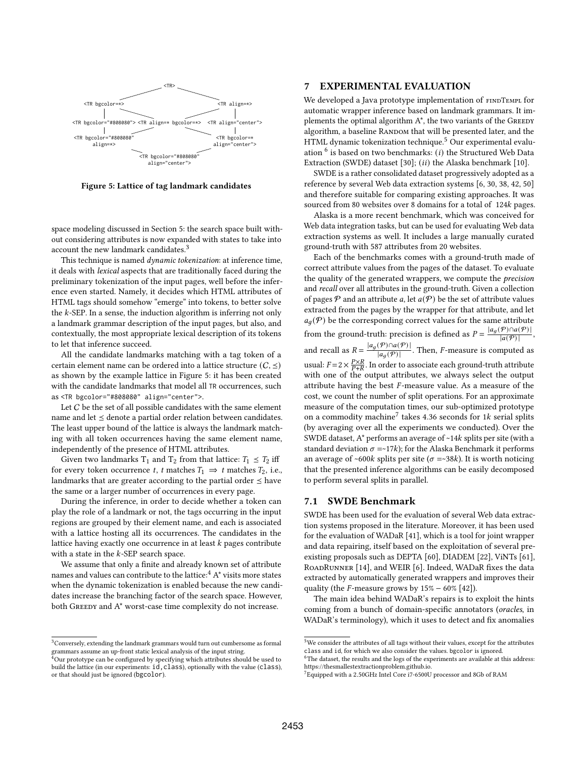```
                                   <TR>
                 <TR bgcolor=*>                        <TR align=*>
                       |                                     |
<TR bgcolor="#808080"> <TR align=* bgcolor=*>  <TR align="center">
                       |                                     |
<TR bgcolor="#808080"                               <TR bgcolor=*
      align=*>                                    align="center">
                       <TR bgcolor="#808080"
                          align="center">
```

**Figure 5: Lattice of tag landmark candidates**

space modeling discussed in Section 5: the search space built without considering attributes is now expanded with states to take into account the new landmark candidates.[3]

This technique is named *dynamic tokenization*: at inference time, it deals with *lexical* aspects that are traditionally faced during the preliminary tokenization of the input pages, well before the inference even started. Namely, it decides which HTML attributes of HTML tags should somehow "emerge" into tokens, to better solve the $k$-SEP. In a sense, the induction algorithm is inferring not only a landmark grammar description of the input pages, but also, and contextually, the most appropriate lexical description of its tokens to let that inference succeed.

All the candidate landmarks matching with a tag token of a certain element name can be ordered into a lattice structure $(C, \preceq)$ as shown by the example lattice in Figure 5: it has been created with the candidate landmarks that model all `TR` occurrences, such as `<TR bgcolor="#808080" align="center">`.

Let $C$ be the set of all possible candidates with the same element name and let $\preceq$ denote a partial order relation between candidates. The least upper bound of the lattice is always the landmark matching with all token occurrences having the same element name, independently of the presence of HTML attributes.

Given two landmarks $T_1$ and $T_2$ from that lattice: $T_1 \preceq T_2$ iff for every token occurrence $t$, $t$ matches $T_1 \Rightarrow t$ matches $T_2$, i.e., landmarks that are greater according to the partial order $\preceq$ have the same or a larger number of occurrences in every page.

During the inference, in order to decide whether a token can play the role of a landmark or not, the tags occurring in the input regions are grouped by their element name, and each is associated with a lattice hosting all its occurrences. The candidates in the lattice having exactly one occurrence in at least $k$ pages contribute with a state in the $k$-SEP search space.

We assume that only a finite and already known set of attribute names and values can contribute to the lattice:[4] A* visits more states when the dynamic tokenization is enabled because the new candidates increase the branching factor of the search space. However, both Greedy and A* worst-case time complexity do not increase.

[3] Conversely, extending the landmark grammars would turn out cumbersome as formal grammars assume an up-front static lexical analysis of the input string.

[4] Our prototype can be configured by specifying which attributes should be used to build the lattice (in our experiments: `id`,`class`), optionally with the value (`class`), or that should just be ignored (`bgcolor`).

## 7 EXPERIMENTAL EVALUATION

We developed a Java prototype implementation of findTempl for automatic wrapper inference based on landmark grammars. It implements the optimal algorithm A*, the two variants of the Greedy algorithm, a baseline Random that will be presented later, and the HTML dynamic tokenization technique.[5] Our experimental evaluation [6] is based on two benchmarks: (*i*) the Structured Web Data Extraction (SWDE) dataset [30]; (*ii*) the Alaska benchmark [10].

SWDE is a rather consolidated dataset progressively adopted as a reference by several Web data extraction systems [6, 30, 38, 42, 50] and therefore suitable for comparing existing approaches. It was sourced from 80 websites over 8 domains for a total of 124$k$ pages.

Alaska is a more recent benchmark, which was conceived for Web data integration tasks, but can be used for evaluating Web data extraction systems as well. It includes a large manually curated ground-truth with 587 attributes from 20 websites.

Each of the benchmarks comes with a ground-truth made of correct attribute values from the pages of the dataset. To evaluate the quality of the generated wrappers, we compute the *precision* and *recall* over all attributes in the ground-truth. Given a collection of pages $\mathcal{P}$ and an attribute $a$, let $a(\mathcal{P})$ be the set of attribute values extracted from the pages by the wrapper for that attribute, and let $a_g(\mathcal{P})$ be the corresponding correct values for the same attribute from the ground-truth: precision is defined as $P = \frac{|a_g(\mathcal{P}) \cap a(\mathcal{P})|}{|a(\mathcal{P})|}$, and recall as $R = \frac{|a_g(\mathcal{P}) \cap a(\mathcal{P})|}{|a_g(\mathcal{P})|}$. Then, $F$-measure is computed as usual: $F = 2 \times \frac{P \times R}{P + R}$. In order to associate each ground-truth attribute with one of the output attributes, we always select the output attribute having the best $F$-measure value. As a measure of the cost, we count the number of split operations. For an approximate measure of the computation times, our sub-optimized prototype on a commodity machine[7] takes 4.36 seconds for 1$k$ serial splits (by averaging over all the experiments we conducted). Over the SWDE dataset, A* performs an average of ~14$k$ splits per site (with a standard deviation $\sigma$ =~17$k$); for the Alaska Benchmark it performs an average of ~600$k$ splits per site ($\sigma$ =~38$k$). It is worth noticing that the presented inference algorithms can be easily decomposed to perform several splits in parallel.

### 7.1 SWDE Benchmark

SWDE has been used for the evaluation of several Web data extraction systems proposed in the literature. Moreover, it has been used for the evaluation of WADaR [41], which is a tool for joint wrapper and data repairing, itself based on the exploitation of several preexisting proposals such as DEPTA [60], DIADEM [22], ViNTs [61], RoadRunner [14], and WEIR [6]. Indeed, WADaR fixes the data extracted by automatically generated wrappers and improves their quality (the $F$-measure grows by 15% – 60% [42]).

The main idea behind WADaR's repairs is to exploit the hints coming from a bunch of domain-specific annotators (*oracles*, in WADaR's terminology), which it uses to detect and fix anomalies

[5] We consider the attributes of all tags without their values, except for the attributes `class` and `id`, for which we also consider the values. `bgcolor` is ignored.

[6] The dataset, the results and the logs of the experiments are available at this address: https://thesmallestextractionproblem.github.io.

[7] Equipped with a 2.50GHz Intel Core i7-6500U processor and 8Gb of RAM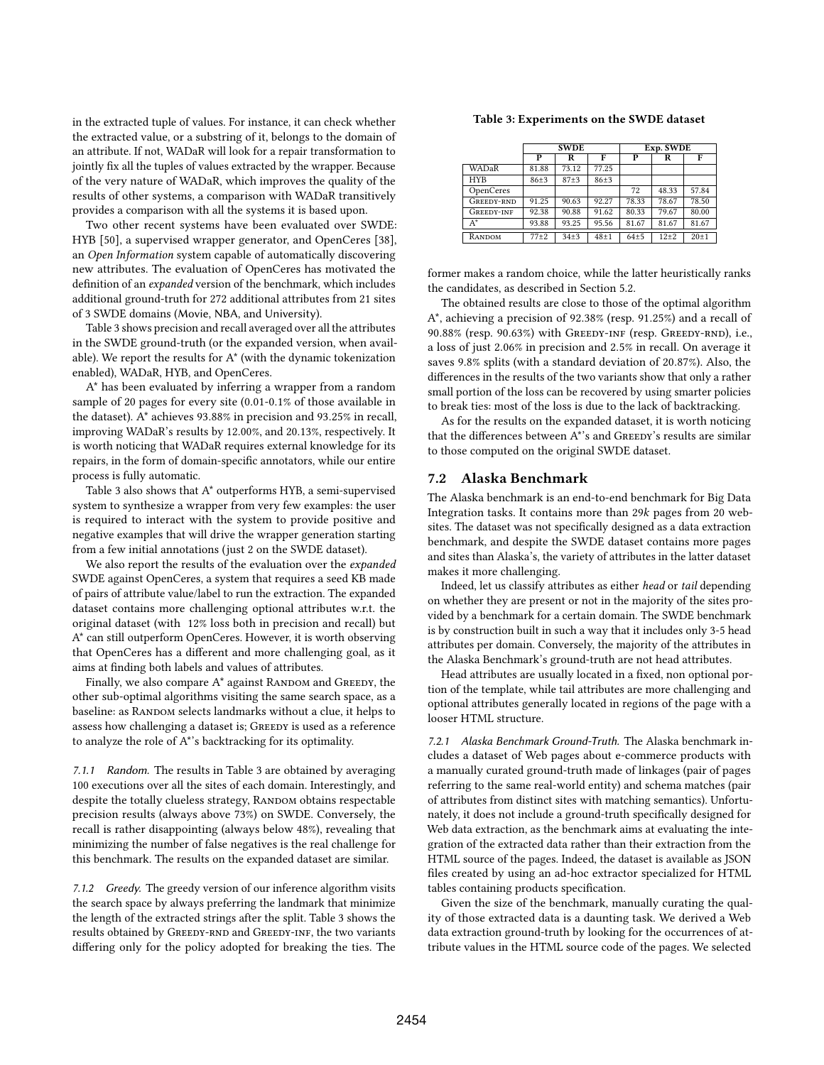in the extracted tuple of values. For instance, it can check whether the extracted value, or a substring of it, belongs to the domain of an attribute. If not, WADaR will look for a repair transformation to jointly fix all the tuples of values extracted by the wrapper. Because of the very nature of WADaR, which improves the quality of the results of other systems, a comparison with WADaR transitively provides a comparison with all the systems it is based upon.

Two other recent systems have been evaluated over SWDE: HYB [50], a supervised wrapper generator, and OpenCeres [38], an *Open Information* system capable of automatically discovering new attributes. The evaluation of OpenCeres has motivated the definition of an *expanded* version of the benchmark, which includes additional ground-truth for 272 additional attributes from 21 sites of 3 SWDE domains (Movie, NBA, and University).

Table 3 shows precision and recall averaged over all the attributes in the SWDE ground-truth (or the expanded version, when available). We report the results for A* (with the dynamic tokenization enabled), WADaR, HYB, and OpenCeres.

A* has been evaluated by inferring a wrapper from a random sample of 20 pages for every site (0.01-0.1% of those available in the dataset). A* achieves 93.88% in precision and 93.25% in recall, improving WADaR's results by 12.00%, and 20.13%, respectively. It is worth noticing that WADaR requires external knowledge for its repairs, in the form of domain-specific annotators, while our entire process is fully automatic.

Table 3 also shows that A* outperforms HYB, a semi-supervised system to synthesize a wrapper from very few examples: the user is required to interact with the system to provide positive and negative examples that will drive the wrapper generation starting from a few initial annotations (just 2 on the SWDE dataset).

We also report the results of the evaluation over the *expanded* SWDE against OpenCeres, a system that requires a seed KB made of pairs of attribute value/label to run the extraction. The expanded dataset contains more challenging optional attributes w.r.t. the original dataset (with 12% loss both in precision and recall) but A* can still outperform OpenCeres. However, it is worth observing that OpenCeres has a different and more challenging goal, as it aims at finding both labels and values of attributes.

Finally, we also compare A* against RANDOM and GREEDY, the other sub-optimal algorithms visiting the same search space, as a baseline: as RANDOM selects landmarks without a clue, it helps to assess how challenging a dataset is; GREEDY is used as a reference to analyze the role of A*'s backtracking for its optimality.

*7.1.1 Random.* The results in Table 3 are obtained by averaging 100 executions over all the sites of each domain. Interestingly, and despite the totally clueless strategy, RANDOM obtains respectable precision results (always above 73%) on SWDE. Conversely, the recall is rather disappointing (always below 48%), revealing that minimizing the number of false negatives is the real challenge for this benchmark. The results on the expanded dataset are similar.

*7.1.2 Greedy.* The greedy version of our inference algorithm visits the search space by always preferring the landmark that minimize the length of the extracted strings after the split. Table 3 shows the results obtained by GREEDY-RND and GREEDY-INF, the two variants differing only for the policy adopted for breaking the ties. The former makes a random choice, while the latter heuristically ranks the candidates, as described in Section 5.2.

**Table 3: Experiments on the SWDE dataset**

| | SWDE | | | Exp. SWDE | | |
|---|---|---|---|---|---|---|
| | P | R | F | P | R | F |
| WADaR | 81.88 | 73.12 | 77.25 | | | |
| HYB | 86±3 | 87±3 | 86±3 | | | |
| OpenCeres | | | | 72 | 48.33 | 57.84 |
| GREEDY-RND | 91.25 | 90.63 | 92.27 | 78.33 | 78.67 | 78.50 |
| GREEDY-INF | 92.38 | 90.88 | 91.62 | 80.33 | 79.67 | 80.00 |
| A* | 93.88 | 93.25 | 95.56 | 81.67 | 81.67 | 81.67 |
| RANDOM | 77±2 | 34±3 | 48±1 | 64±5 | 12±2 | 20±1 |

The obtained results are close to those of the optimal algorithm A*, achieving a precision of 92.38% (resp. 91.25%) and a recall of 90.88% (resp. 90.63%) with GREEDY-INF (resp. GREEDY-RND), i.e., a loss of just 2.06% in precision and 2.5% in recall. On average it saves 9.8% splits (with a standard deviation of 20.87%). Also, the differences in the results of the two variants show that only a rather small portion of the loss can be recovered by using smarter policies to break ties: most of the loss is due to the lack of backtracking.

As for the results on the expanded dataset, it is worth noticing that the differences between A*'s and GREEDY's results are similar to those computed on the original SWDE dataset.

## 7.2 Alaska Benchmark

The Alaska benchmark is an end-to-end benchmark for Big Data Integration tasks. It contains more than 29*k* pages from 20 websites. The dataset was not specifically designed as a data extraction benchmark, and despite the SWDE dataset contains more pages and sites than Alaska's, the variety of attributes in the latter dataset makes it more challenging.

Indeed, let us classify attributes as either *head* or *tail* depending on whether they are present or not in the majority of the sites provided by a benchmark for a certain domain. The SWDE benchmark is by construction built in such a way that it includes only 3-5 head attributes per domain. Conversely, the majority of the attributes in the Alaska Benchmark's ground-truth are not head attributes.

Head attributes are usually located in a fixed, non optional portion of the template, while tail attributes are more challenging and optional attributes generally located in regions of the page with a looser HTML structure.

*7.2.1 Alaska Benchmark Ground-Truth.* The Alaska benchmark includes a dataset of Web pages about e-commerce products with a manually curated ground-truth made of linkages (pair of pages referring to the same real-world entity) and schema matches (pair of attributes from distinct sites with matching semantics). Unfortunately, it does not include a ground-truth specifically designed for Web data extraction, as the benchmark aims at evaluating the integration of the extracted data rather than their extraction from the HTML source of the pages. Indeed, the dataset is available as JSON files created by using an ad-hoc extractor specialized for HTML tables containing products specification.

Given the size of the benchmark, manually curating the quality of those extracted data is a daunting task. We derived a Web data extraction ground-truth by looking for the occurrences of attribute values in the HTML source code of the pages. We selected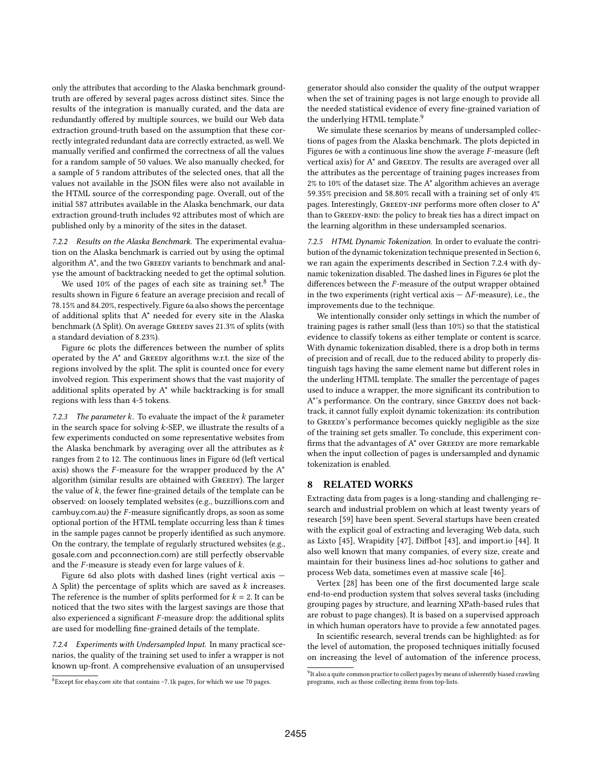only the attributes that according to the Alaska benchmark ground-truth are offered by several pages across distinct sites. Since the results of the integration is manually curated, and the data are redundantly offered by multiple sources, we build our Web data extraction ground-truth based on the assumption that these correctly integrated redundant data are correctly extracted, as well. We manually verified and confirmed the correctness of all the values for a random sample of 50 values. We also manually checked, for a sample of 5 random attributes of the selected ones, that all the values not available in the JSON files were also not available in the HTML source of the corresponding page. Overall, out of the initial 587 attributes available in the Alaska benchmark, our data extraction ground-truth includes 92 attributes most of which are published only by a minority of the sites in the dataset.

*7.2.2 Results on the Alaska Benchmark.* The experimental evaluation on the Alaska benchmark is carried out by using the optimal algorithm A*, and the two Greedy variants to benchmark and analyse the amount of backtracking needed to get the optimal solution.

We used 10% of the pages of each site as training set.[8] The results shown in Figure 6 feature an average precision and recall of 78.15% and 84.20%, respectively. Figure 6a also shows the percentage of additional splits that A* needed for every site in the Alaska benchmark (Δ Split). On average Greedy saves 21.3% of splits (with a standard deviation of 8.23%).

Figure 6c plots the differences between the number of splits operated by the A* and Greedy algorithms w.r.t. the size of the regions involved by the split. The split is counted once for every involved region. This experiment shows that the vast majority of additional splits operated by A* while backtracking is for small regions with less than 4-5 tokens.

*7.2.3 The parameter $k$.* To evaluate the impact of the $k$ parameter in the search space for solving $k$-SEP, we illustrate the results of a few experiments conducted on some representative websites from the Alaska benchmark by averaging over all the attributes as $k$ ranges from 2 to 12. The continuous lines in Figure 6d (left vertical axis) shows the $F$-measure for the wrapper produced by the A* algorithm (similar results are obtained with Greedy). The larger the value of $k$, the fewer fine-grained details of the template can be observed: on loosely templated websites (e.g., buzzillions.com and cambuy.com.au) the $F$-measure significantly drops, as soon as some optional portion of the HTML template occurring less than $k$ times in the sample pages cannot be properly identified as such anymore. On the contrary, the template of regularly structured websites (e.g., gosale.com and pcconnection.com) are still perfectly observable and the $F$-measure is steady even for large values of $k$.

Figure 6d also plots with dashed lines (right vertical axis — Δ Split) the percentage of splits which are saved as $k$ increases. The reference is the number of splits performed for $k = 2$. It can be noticed that the two sites with the largest savings are those that also experienced a significant $F$-measure drop: the additional splits are used for modelling fine-grained details of the template.

*7.2.4 Experiments with Undersampled Input.* In many practical scenarios, the quality of the training set used to infer a wrapper is not known up-front. A comprehensive evaluation of an unsupervised generator should also consider the quality of the output wrapper when the set of training pages is not large enough to provide all the needed statistical evidence of every fine-grained variation of the underlying HTML template.[9]

We simulate these scenarios by means of undersampled collections of pages from the Alaska benchmark. The plots depicted in Figures 6e with a continuous line show the average $F$-measure (left vertical axis) for A* and Greedy. The results are averaged over all the attributes as the percentage of training pages increases from 2% to 10% of the dataset size. The A* algorithm achieves an average 59.35% precision and 58.80% recall with a training set of only 4% pages. Interestingly, Greedy-inf performs more often closer to A* than to Greedy-rnd: the policy to break ties has a direct impact on the learning algorithm in these undersampled scenarios.

*7.2.5 HTML Dynamic Tokenization.* In order to evaluate the contribution of the dynamic tokenization technique presented in Section 6, we ran again the experiments described in Section 7.2.4 with dynamic tokenization disabled. The dashed lines in Figures 6e plot the differences between the $F$-measure of the output wrapper obtained in the two experiments (right vertical axis — Δ$F$-measure), i.e., the improvements due to the technique.

We intentionally consider only settings in which the number of training pages is rather small (less than 10%) so that the statistical evidence to classify tokens as either template or content is scarce. With dynamic tokenization disabled, there is a drop both in terms of precision and of recall, due to the reduced ability to properly distinguish tags having the same element name but different roles in the underling HTML template. The smaller the percentage of pages used to induce a wrapper, the more significant its contribution to A*'s performance. On the contrary, since Greedy does not backtrack, it cannot fully exploit dynamic tokenization: its contribution to Greedy's performance becomes quickly negligible as the size of the training set gets smaller. To conclude, this experiment confirms that the advantages of A* over Greedy are more remarkable when the input collection of pages is undersampled and dynamic tokenization is enabled.

## 8 RELATED WORKS

Extracting data from pages is a long-standing and challenging research and industrial problem on which at least twenty years of research [59] have been spent. Several startups have been created with the explicit goal of extracting and leveraging Web data, such as Lixto [45], Wrapidity [47], Diffbot [43], and import.io [44]. It also well known that many companies, of every size, create and maintain for their business lines ad-hoc solutions to gather and process Web data, sometimes even at massive scale [46].

Vertex [28] has been one of the first documented large scale end-to-end production system that solves several tasks (including grouping pages by structure, and learning XPath-based rules that are robust to page changes). It is based on a supervised approach in which human operators have to provide a few annotated pages.

In scientific research, several trends can be highlighted: as for the level of automation, the proposed techniques initially focused on increasing the level of automation of the inference process,

[8] Except for ebay.com site that contains ~7.1k pages, for which we use 70 pages.

[9] It also a quite common practice to collect pages by means of inherently biased crawling programs, such as those collecting items from top-lists.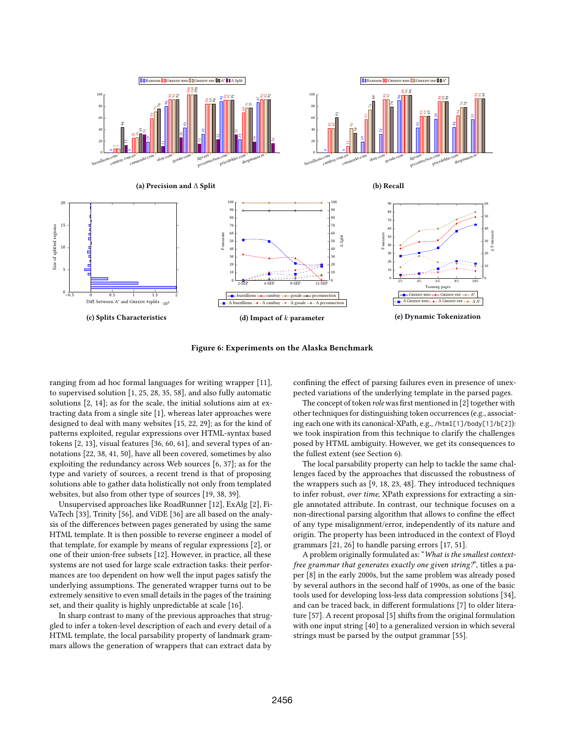**(a) Precision and Δ Split**

**(b) Recall**

**(c) Splits Characteristics**

**(d) Impact of $k$ parameter**

**(e) Dynamic Tokenization**

**Figure 6: Experiments on the Alaska Benchmark**

ranging from ad hoc formal languages for writing wrapper [11], to supervised solution [1, 25, 28, 35, 58], and also fully automatic solutions [2, 14]; as for the scale, the initial solutions aim at extracting data from a single site [1], whereas later approaches were designed to deal with many websites [15, 22, 29]; as for the kind of patterns exploited, regular expressions over HTML-syntax based tokens [2, 13], visual features [36, 60, 61], and several types of annotations [22, 38, 41, 50], have all been covered, sometimes by also exploiting the redundancy across Web sources [6, 37]; as for the type and variety of sources, a recent trend is that of proposing solutions able to gather data holistically not only from templated websites, but also from other type of sources [19, 38, 39].

Unsupervised approaches like RoadRunner [12], ExAlg [2], FiVaTech [33], Trinity [56], and ViDE [36] are all based on the analysis of the differences between pages generated by using the same HTML template. It is then possible to reverse engineer a model of that template, for example by means of regular expressions [2], or one of their union-free subsets [12]. However, in practice, all these systems are not used for large scale extraction tasks: their performances are too dependent on how well the input pages satisfy the underlying assumptions. The generated wrapper turns out to be extremely sensitive to even small details in the pages of the training set, and their quality is highly unpredictable at scale [16].

In sharp contrast to many of the previous approaches that struggled to infer a token-level description of each and every detail of a HTML template, the local parsability property of landmark grammars allows the generation of wrappers that can extract data by confining the effect of parsing failures even in presence of unexpected variations of the underlying template in the parsed pages.

The concept of token *role* was first mentioned in [2] together with other techniques for distinguishing token occurrences (e.g., associating each one with its canonical-XPath, e.g., `/html[1]/body[1]/b[2]`): we took inspiration from this technique to clarify the challenges posed by HTML ambiguity. However, we get its consequences to the fullest extent (see Section 6).

The local parsability property can help to tackle the same challenges faced by the approaches that discussed the robustness of the wrappers such as [9, 18, 23, 48]. They introduced techniques to infer robust, *over time*, XPath expressions for extracting a single annotated attribute. In contrast, our technique focuses on a non-directional parsing algorithm that allows to confine the effect of any type misalignment/error, independently of its nature and origin. The property has been introduced in the context of Floyd grammars [21, 26] to handle parsing errors [17, 51].

A problem originally formulated as: "*What is the smallest context-free grammar that generates exactly one given string?*", titles a paper [8] in the early 2000s, but the same problem was already posed by several authors in the second half of 1990s, as one of the basic tools used for developing loss-less data compression solutions [34], and can be traced back, in different formulations [7] to older literature [57]. A recent proposal [5] shifts from the original formulation with one input string [40] to a generalized version in which several strings must be parsed by the output grammar [55].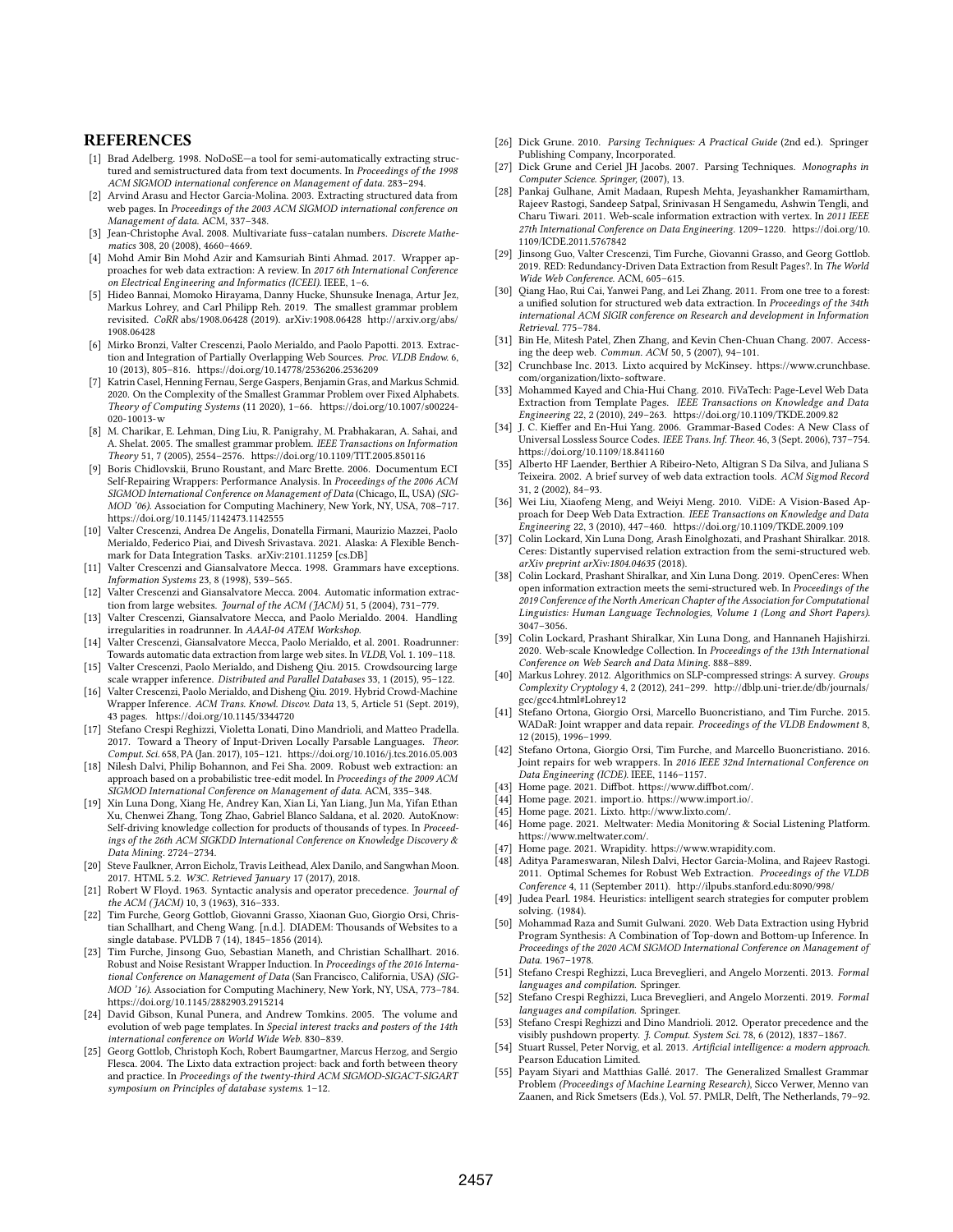## REFERENCES

[1] Brad Adelberg. 1998. NoDoSE—a tool for semi-automatically extracting structured and semistructured data from text documents. In *Proceedings of the 1998 ACM SIGMOD international conference on Management of data*. 283–294.

[2] Arvind Arasu and Hector Garcia-Molina. 2003. Extracting structured data from web pages. In *Proceedings of the 2003 ACM SIGMOD international conference on Management of data*. ACM, 337–348.

[3] Jean-Christophe Aval. 2008. Multivariate fuss–catalan numbers. *Discrete Mathematics* 308, 20 (2008), 4660–4669.

[4] Mohd Amir Bin Mohd Azir and Kamsuriah Binti Ahmad. 2017. Wrapper approaches for web data extraction: A review. In *2017 6th International Conference on Electrical Engineering and Informatics (ICEEI)*. IEEE, 1–6.

[5] Hideo Bannai, Momoko Hirayama, Danny Hucke, Shunsuke Inenaga, Artur Jez, Markus Lohrey, and Carl Philipp Reh. 2019. The smallest grammar problem revisited. *CoRR* abs/1908.06428 (2019). arXiv:1908.06428 http://arxiv.org/abs/1908.06428

[6] Mirko Bronzi, Valter Crescenzi, Paolo Merialdo, and Paolo Papotti. 2013. Extraction and Integration of Partially Overlapping Web Sources. *Proc. VLDB Endow.* 6, 10 (2013), 805–816. https://doi.org/10.14778/2536206.2536209

[7] Katrin Casel, Henning Fernau, Serge Gaspers, Benjamin Gras, and Markus Schmid. 2020. On the Complexity of the Smallest Grammar Problem over Fixed Alphabets. *Theory of Computing Systems* (11 2020), 1–66. https://doi.org/10.1007/s00224-020-10013-w

[8] M. Charikar, E. Lehman, Ding Liu, R. Panigrahy, M. Prabhakaran, A. Sahai, and A. Shelat. 2005. The smallest grammar problem. *IEEE Transactions on Information Theory* 51, 7 (2005), 2554–2576. https://doi.org/10.1109/TIT.2005.850116

[9] Boris Chidlovskii, Bruno Roustant, and Marc Brette. 2006. Documentum ECI Self-Repairing Wrappers: Performance Analysis. In *Proceedings of the 2006 ACM SIGMOD International Conference on Management of Data* (Chicago, IL, USA) *(SIGMOD '06)*. Association for Computing Machinery, New York, NY, USA, 708–717. https://doi.org/10.1145/1142473.1142555

[10] Valter Crescenzi, Andrea De Angelis, Donatella Firmani, Maurizio Mazzei, Paolo Merialdo, Federico Piai, and Divesh Srivastava. 2021. Alaska: A Flexible Benchmark for Data Integration Tasks. arXiv:2101.11259 [cs.DB]

[11] Valter Crescenzi and Giansalvatore Mecca. 1998. Grammars have exceptions. *Information Systems* 23, 8 (1998), 539–565.

[12] Valter Crescenzi and Giansalvatore Mecca. 2004. Automatic information extraction from large websites. *Journal of the ACM (JACM)* 51, 5 (2004), 731–779.

[13] Valter Crescenzi, Giansalvatore Mecca, and Paolo Merialdo. 2004. Handling irregularities in roadrunner. In *AAAI-04 ATEM Workshop*.

[14] Valter Crescenzi, Giansalvatore Mecca, Paolo Merialdo, et al. 2001. Roadrunner: Towards automatic data extraction from large web sites. In *VLDB*, Vol. 1. 109–118.

[15] Valter Crescenzi, Paolo Merialdo, and Disheng Qiu. 2015. Crowdsourcing large scale wrapper inference. *Distributed and Parallel Databases* 33, 1 (2015), 95–122.

[16] Valter Crescenzi, Paolo Merialdo, and Disheng Qiu. 2019. Hybrid Crowd-Machine Wrapper Inference. *ACM Trans. Knowl. Discov. Data* 13, 5, Article 51 (Sept. 2019), 43 pages. https://doi.org/10.1145/3344720

[17] Stefano Crespi Reghizzi, Violetta Lonati, Dino Mandrioli, and Matteo Pradella. 2017. Toward a Theory of Input-Driven Locally Parsable Languages. *Theor. Comput. Sci.* 658, PA (Jan. 2017), 105–121. https://doi.org/10.1016/j.tcs.2016.05.003

[18] Nilesh Dalvi, Philip Bohannon, and Fei Sha. 2009. Robust web extraction: an approach based on a probabilistic tree-edit model. In *Proceedings of the 2009 ACM SIGMOD International Conference on Management of data*. ACM, 335–348.

[19] Xin Luna Dong, Xiang He, Andrey Kan, Xian Li, Yan Liang, Jun Ma, Yifan Ethan Xu, Chenwei Zhang, Tong Zhao, Gabriel Blanco Saldana, et al. 2020. AutoKnow: Self-driving knowledge collection for products of thousands of types. In *Proceedings of the 26th ACM SIGKDD International Conference on Knowledge Discovery & Data Mining*. 2724–2734.

[20] Steve Faulkner, Arron Eicholz, Travis Leithead, Alex Danilo, and Sangwhan Moon. 2017. HTML 5.2. *W3C. Retrieved January* 17 (2017), 2018.

[21] Robert W Floyd. 1963. Syntactic analysis and operator precedence. *Journal of the ACM (JACM)* 10, 3 (1963), 316–333.

[22] Tim Furche, Georg Gottlob, Giovanni Grasso, Xiaonan Guo, Giorgio Orsi, Christian Schallhart, and Cheng Wang. [n.d.]. DIADEM: Thousands of Websites to a single database. PVLDB 7 (14), 1845–1856 (2014).

[23] Tim Furche, Jinsong Guo, Sebastian Maneth, and Christian Schallhart. 2016. Robust and Noise Resistant Wrapper Induction. In *Proceedings of the 2016 International Conference on Management of Data* (San Francisco, California, USA) *(SIGMOD '16)*. Association for Computing Machinery, New York, NY, USA, 773–784. https://doi.org/10.1145/2882903.2915214

[24] David Gibson, Kunal Punera, and Andrew Tomkins. 2005. The volume and evolution of web page templates. In *Special interest tracks and posters of the 14th international conference on World Wide Web*. 830–839.

[25] Georg Gottlob, Christoph Koch, Robert Baumgartner, Marcus Herzog, and Sergio Flesca. 2004. The Lixto data extraction project: back and forth between theory and practice. In *Proceedings of the twenty-third ACM SIGMOD-SIGACT-SIGART symposium on Principles of database systems*. 1–12.

[26] Dick Grune. 2010. *Parsing Techniques: A Practical Guide* (2nd ed.). Springer Publishing Company, Incorporated.

[27] Dick Grune and Ceriel JH Jacobs. 2007. Parsing Techniques. *Monographs in Computer Science. Springer,* (2007), 13.

[28] Pankaj Gulhane, Amit Madaan, Rupesh Mehta, Jeyashankher Ramamirtham, Rajeev Rastogi, Sandeep Satpal, Srinivasan H Sengamedu, Ashwin Tengli, and Charu Tiwari. 2011. Web-scale information extraction with vertex. In *2011 IEEE 27th International Conference on Data Engineering*. 1209–1220. https://doi.org/10.1109/ICDE.2011.5767842

[29] Jinsong Guo, Valter Crescenzi, Tim Furche, Giovanni Grasso, and Georg Gottlob. 2019. RED: Redundancy-Driven Data Extraction from Result Pages?. In *The World Wide Web Conference*. ACM, 605–615.

[30] Qiang Hao, Rui Cai, Yanwei Pang, and Lei Zhang. 2011. From one tree to a forest: a unified solution for structured web data extraction. In *Proceedings of the 34th international ACM SIGIR conference on Research and development in Information Retrieval*. 775–784.

[31] Bin He, Mitesh Patel, Zhen Zhang, and Kevin Chen-Chuan Chang. 2007. Accessing the deep web. *Commun. ACM* 50, 5 (2007), 94–101.

[32] Crunchbase Inc. 2013. Lixto acquired by McKinsey. https://www.crunchbase.com/organization/lixto-software.

[33] Mohammed Kayed and Chia-Hui Chang. 2010. FiVaTech: Page-Level Web Data Extraction from Template Pages. *IEEE Transactions on Knowledge and Data Engineering* 22, 2 (2010), 249–263. https://doi.org/10.1109/TKDE.2009.82

[34] J. C. Kieffer and En-Hui Yang. 2006. Grammar-Based Codes: A New Class of Universal Lossless Source Codes. *IEEE Trans. Inf. Theor.* 46, 3 (Sept. 2006), 737–754. https://doi.org/10.1109/18.841160

[35] Alberto HF Laender, Berthier A Ribeiro-Neto, Altigran S Da Silva, and Juliana S Teixeira. 2002. A brief survey of web data extraction tools. *ACM Sigmod Record* 31, 2 (2002), 84–93.

[36] Wei Liu, Xiaofeng Meng, and Weiyi Meng. 2010. ViDE: A Vision-Based Approach for Deep Web Data Extraction. *IEEE Transactions on Knowledge and Data Engineering* 22, 3 (2010), 447–460. https://doi.org/10.1109/TKDE.2009.109

[37] Colin Lockard, Xin Luna Dong, Arash Einolghozati, and Prashant Shiralkar. 2018. Ceres: Distantly supervised relation extraction from the semi-structured web. *arXiv preprint arXiv:1804.04635* (2018).

[38] Colin Lockard, Prashant Shiralkar, and Xin Luna Dong. 2019. OpenCeres: When open information extraction meets the semi-structured web. In *Proceedings of the 2019 Conference of the North American Chapter of the Association for Computational Linguistics: Human Language Technologies, Volume 1 (Long and Short Papers)*. 3047–3056.

[39] Colin Lockard, Prashant Shiralkar, Xin Luna Dong, and Hannaneh Hajishirzi. 2020. Web-scale Knowledge Collection. In *Proceedings of the 13th International Conference on Web Search and Data Mining*. 888–889.

[40] Markus Lohrey. 2012. Algorithmics on SLP-compressed strings: A survey. *Groups Complexity Cryptology* 4, 2 (2012), 241–299. http://dblp.uni-trier.de/db/journals/gcc/gcc4.html#Lohrey12

[41] Stefano Ortona, Giorgio Orsi, Marcello Buoncristiano, and Tim Furche. 2015. WADaR: Joint wrapper and data repair. *Proceedings of the VLDB Endowment* 8, 12 (2015), 1996–1999.

[42] Stefano Ortona, Giorgio Orsi, Tim Furche, and Marcello Buoncristiano. 2016. Joint repairs for web wrappers. In *2016 IEEE 32nd International Conference on Data Engineering (ICDE)*. IEEE, 1146–1157.

[43] Home page. 2021. Diffbot. https://www.diffbot.com/.

[44] Home page. 2021. import.io. https://www.import.io/.

[45] Home page. 2021. Lixto. http://www.lixto.com/.

[46] Home page. 2021. Meltwater: Media Monitoring & Social Listening Platform. https://www.meltwater.com/.

[47] Home page. 2021. Wrapidity. https://www.wrapidity.com.

[48] Aditya Parameswaran, Nilesh Dalvi, Hector Garcia-Molina, and Rajeev Rastogi. 2011. Optimal Schemes for Robust Web Extraction. *Proceedings of the VLDB Conference* 4, 11 (September 2011). http://ilpubs.stanford.edu:8090/998/

[49] Judea Pearl. 1984. Heuristics: intelligent search strategies for computer problem solving. (1984).

[50] Mohammad Raza and Sumit Gulwani. 2020. Web Data Extraction using Hybrid Program Synthesis: A Combination of Top-down and Bottom-up Inference. In *Proceedings of the 2020 ACM SIGMOD International Conference on Management of Data*. 1967–1978.

[51] Stefano Crespi Reghizzi, Luca Breveglieri, and Angelo Morzenti. 2013. *Formal languages and compilation.* Springer.

[52] Stefano Crespi Reghizzi, Luca Breveglieri, and Angelo Morzenti. 2019. *Formal languages and compilation.* Springer.

[53] Stefano Crespi Reghizzi and Dino Mandrioli. 2012. Operator precedence and the visibly pushdown property. *J. Comput. System Sci.* 78, 6 (2012), 1837–1867.

[54] Stuart Russel, Peter Norvig, et al. 2013. *Artificial intelligence: a modern approach.* Pearson Education Limited.

[55] Payam Siyari and Matthias Gallé. 2017. The Generalized Smallest Grammar Problem *(Proceedings of Machine Learning Research)*, Sicco Verwer, Menno van Zaanen, and Rick Smetsers (Eds.), Vol. 57. PMLR, Delft, The Netherlands, 79–92.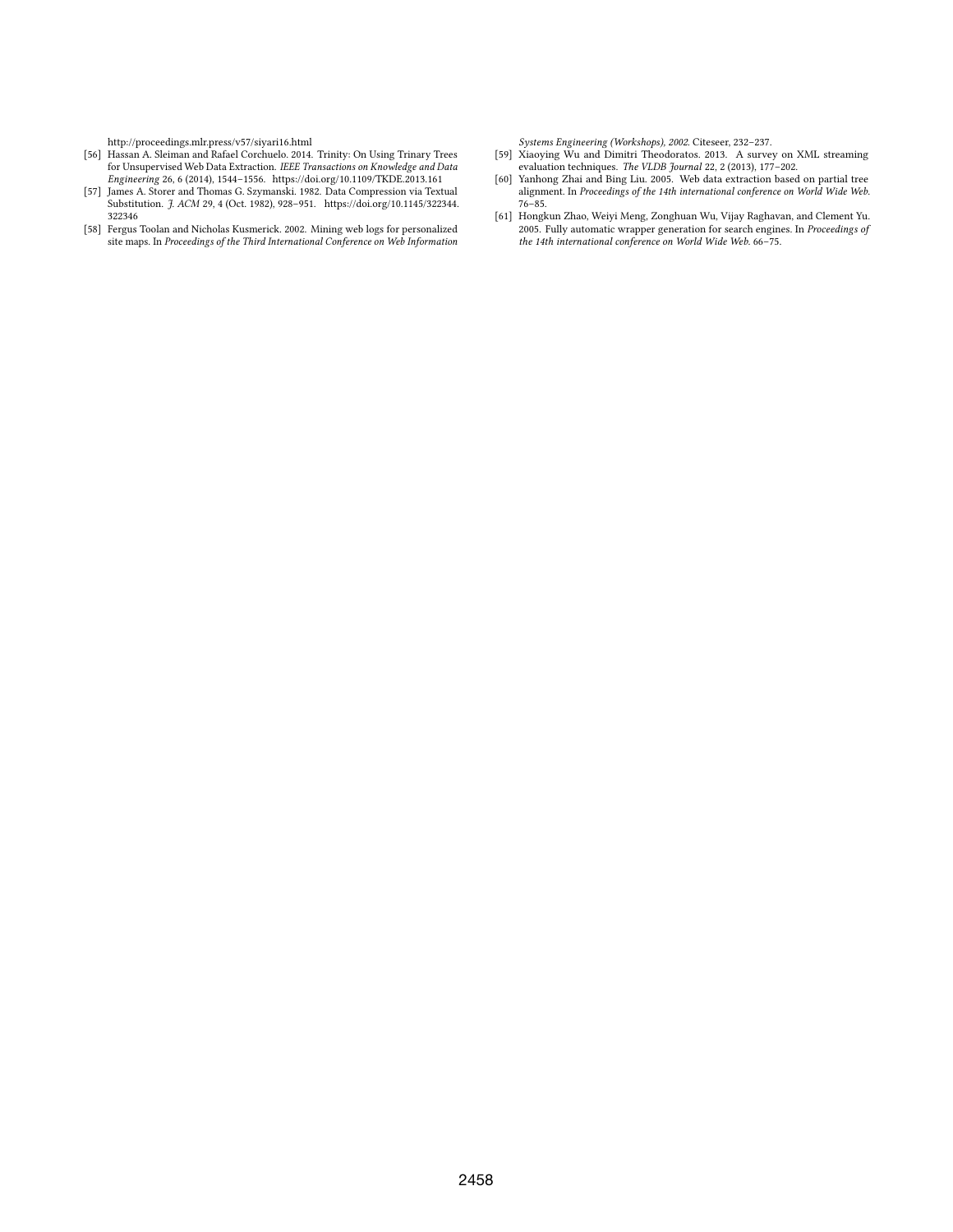http://proceedings.mlr.press/v57/siyari16.html

[56] Hassan A. Sleiman and Rafael Corchuelo. 2014. Trinity: On Using Trinary Trees for Unsupervised Web Data Extraction. *IEEE Transactions on Knowledge and Data Engineering* 26, 6 (2014), 1544–1556. https://doi.org/10.1109/TKDE.2013.161

[57] James A. Storer and Thomas G. Szymanski. 1982. Data Compression via Textual Substitution. *J. ACM* 29, 4 (Oct. 1982), 928–951. https://doi.org/10.1145/322344.322346

[58] Fergus Toolan and Nicholas Kusmerick. 2002. Mining web logs for personalized site maps. In *Proceedings of the Third International Conference on Web Information Systems Engineering (Workshops), 2002.* Citeseer, 232–237.

[59] Xiaoying Wu and Dimitri Theodoratos. 2013. A survey on XML streaming evaluation techniques. *The VLDB Journal* 22, 2 (2013), 177–202.

[60] Yanhong Zhai and Bing Liu. 2005. Web data extraction based on partial tree alignment. In *Proceedings of the 14th international conference on World Wide Web.* 76–85.

[61] Hongkun Zhao, Weiyi Meng, Zonghuan Wu, Vijay Raghavan, and Clement Yu. 2005. Fully automatic wrapper generation for search engines. In *Proceedings of the 14th international conference on World Wide Web.* 66–75.